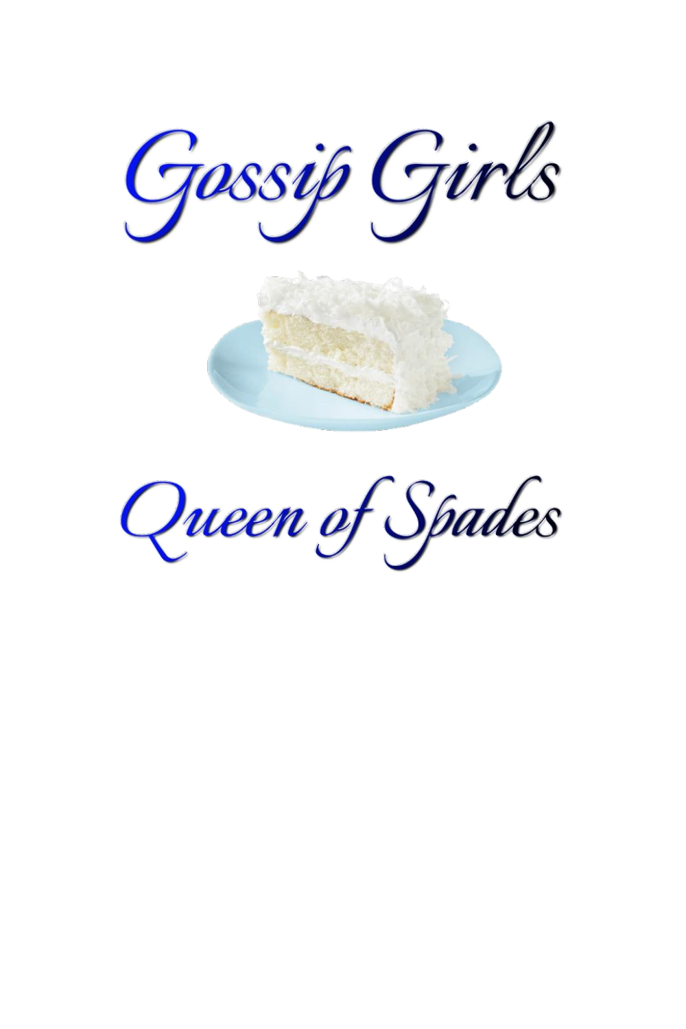# Gossip Girls

## Queen of Spades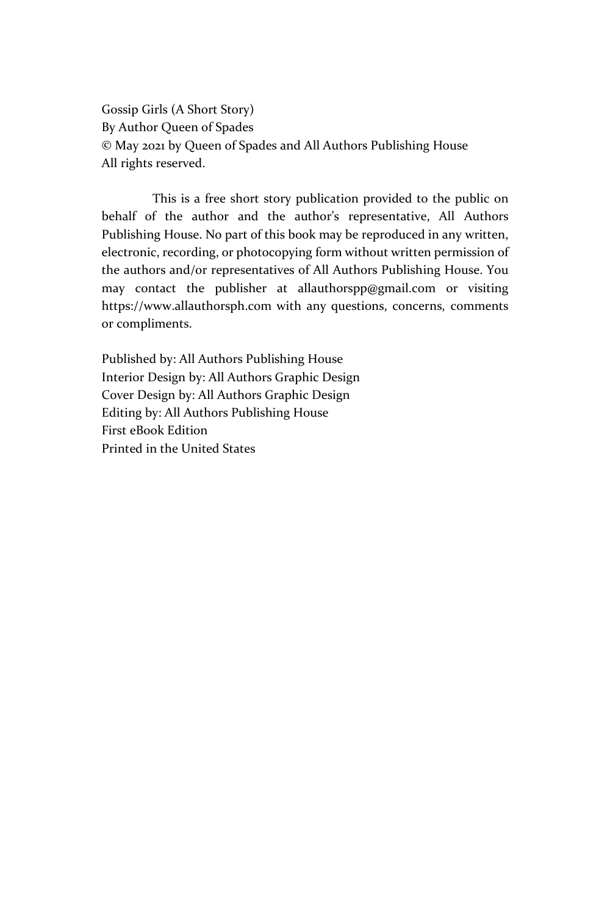Gossip Girls (A Short Story)
By Author Queen of Spades
© May 2021 by Queen of Spades and All Authors Publishing House
All rights reserved.

This is a free short story publication provided to the public on behalf of the author and the author's representative, All Authors Publishing House. No part of this book may be reproduced in any written, electronic, recording, or photocopying form without written permission of the authors and/or representatives of All Authors Publishing House. You may contact the publisher at allauthorspp@gmail.com or visiting https://www.allauthorsph.com with any questions, concerns, comments or compliments.

Published by: All Authors Publishing House
Interior Design by: All Authors Graphic Design
Cover Design by: All Authors Graphic Design
Editing by: All Authors Publishing House
First eBook Edition
Printed in the United States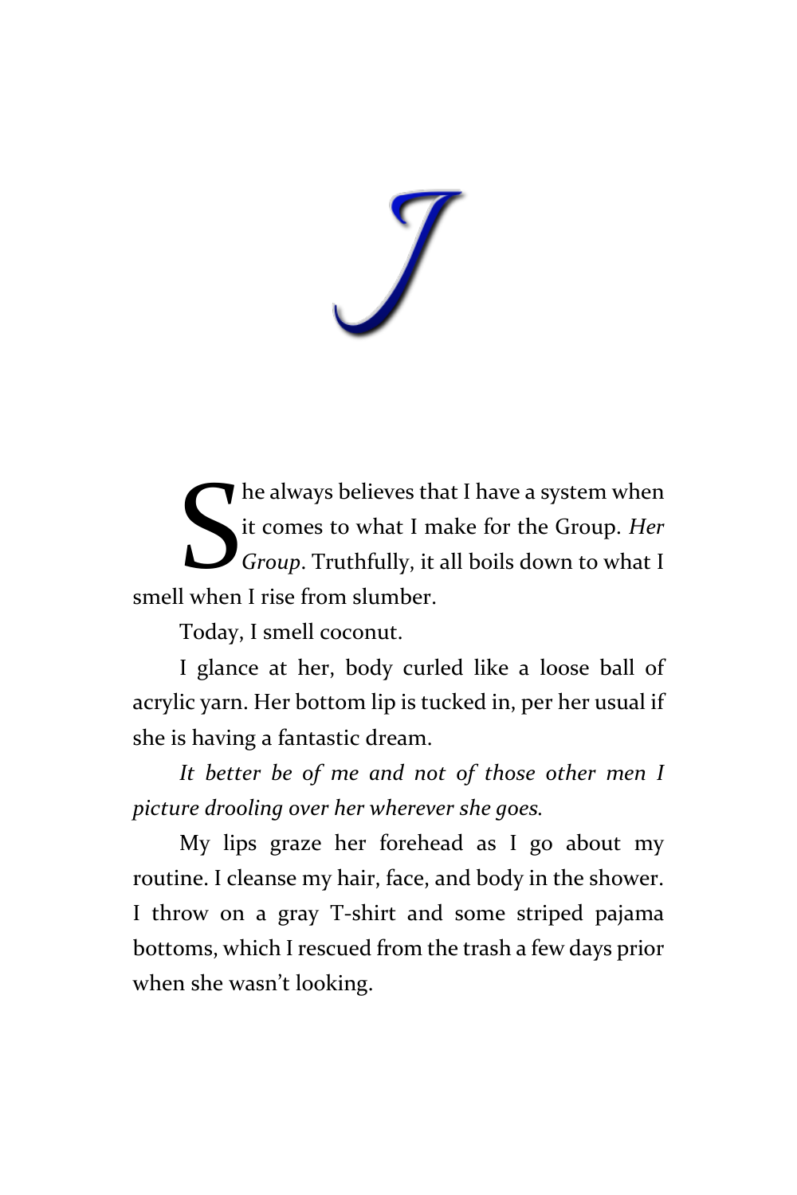# J

She always believes that I have a system when it comes to what I make for the Group. *Her Group*. Truthfully, it all boils down to what I smell when I rise from slumber.

Today, I smell coconut.

I glance at her, body curled like a loose ball of acrylic yarn. Her bottom lip is tucked in, per her usual if she is having a fantastic dream.

*It better be of me and not of those other men I picture drooling over her wherever she goes.*

My lips graze her forehead as I go about my routine. I cleanse my hair, face, and body in the shower. I throw on a gray T-shirt and some striped pajama bottoms, which I rescued from the trash a few days prior when she wasn't looking.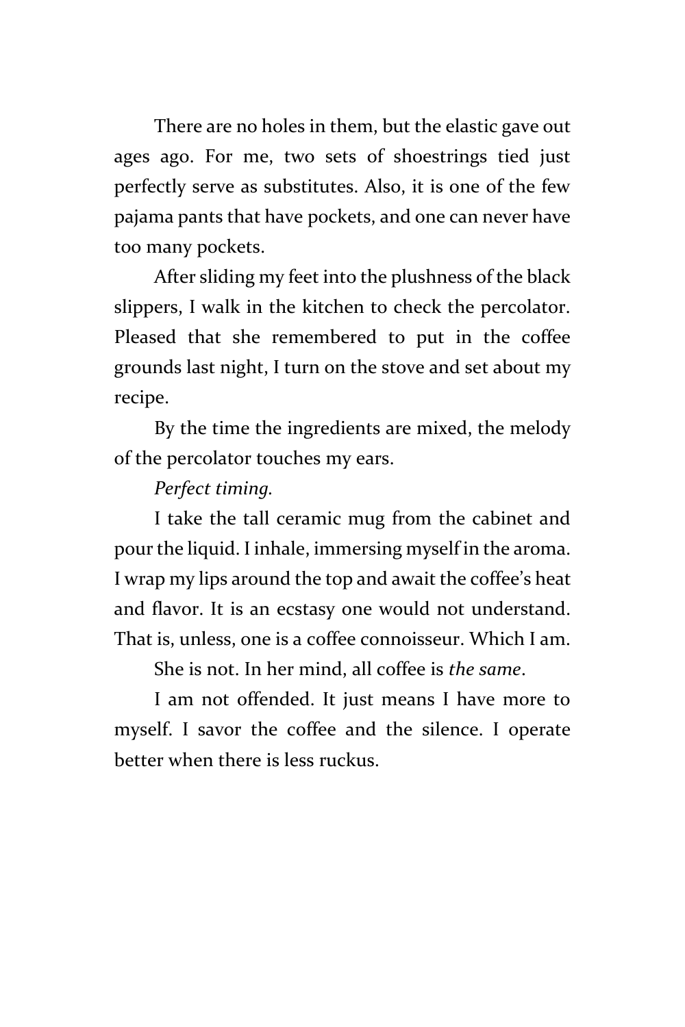There are no holes in them, but the elastic gave out ages ago. For me, two sets of shoestrings tied just perfectly serve as substitutes. Also, it is one of the few pajama pants that have pockets, and one can never have too many pockets.

After sliding my feet into the plushness of the black slippers, I walk in the kitchen to check the percolator. Pleased that she remembered to put in the coffee grounds last night, I turn on the stove and set about my recipe.

By the time the ingredients are mixed, the melody of the percolator touches my ears.

*Perfect timing.*

I take the tall ceramic mug from the cabinet and pour the liquid. I inhale, immersing myself in the aroma. I wrap my lips around the top and await the coffee's heat and flavor. It is an ecstasy one would not understand. That is, unless, one is a coffee connoisseur. Which I am.

She is not. In her mind, all coffee is *the same*.

I am not offended. It just means I have more to myself. I savor the coffee and the silence. I operate better when there is less ruckus.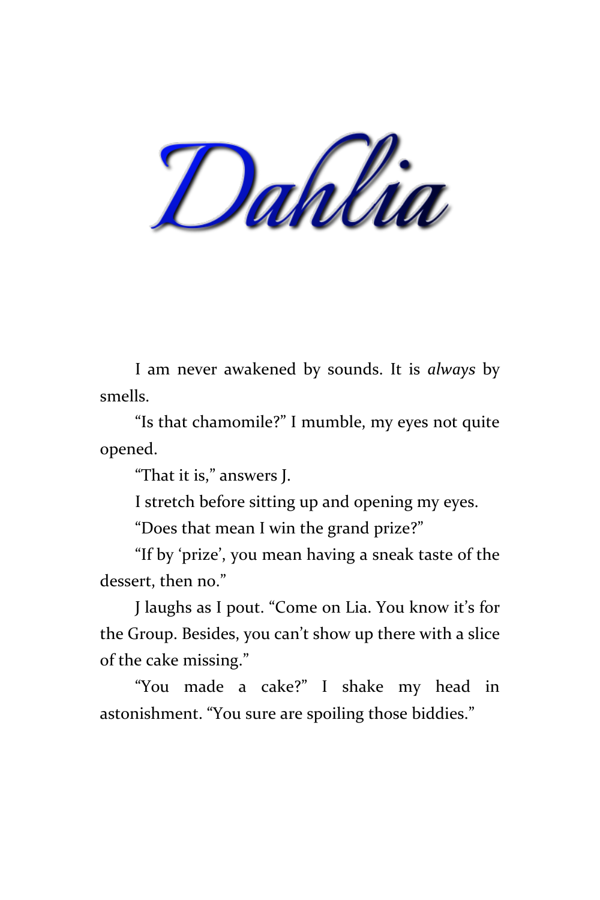# Dahlia

I am never awakened by sounds. It is *always* by smells.

"Is that chamomile?" I mumble, my eyes not quite opened.

"That it is," answers J.

I stretch before sitting up and opening my eyes.

"Does that mean I win the grand prize?"

"If by 'prize', you mean having a sneak taste of the dessert, then no."

J laughs as I pout. "Come on Lia. You know it's for the Group. Besides, you can't show up there with a slice of the cake missing."

"You made a cake?" I shake my head in astonishment. "You sure are spoiling those biddies."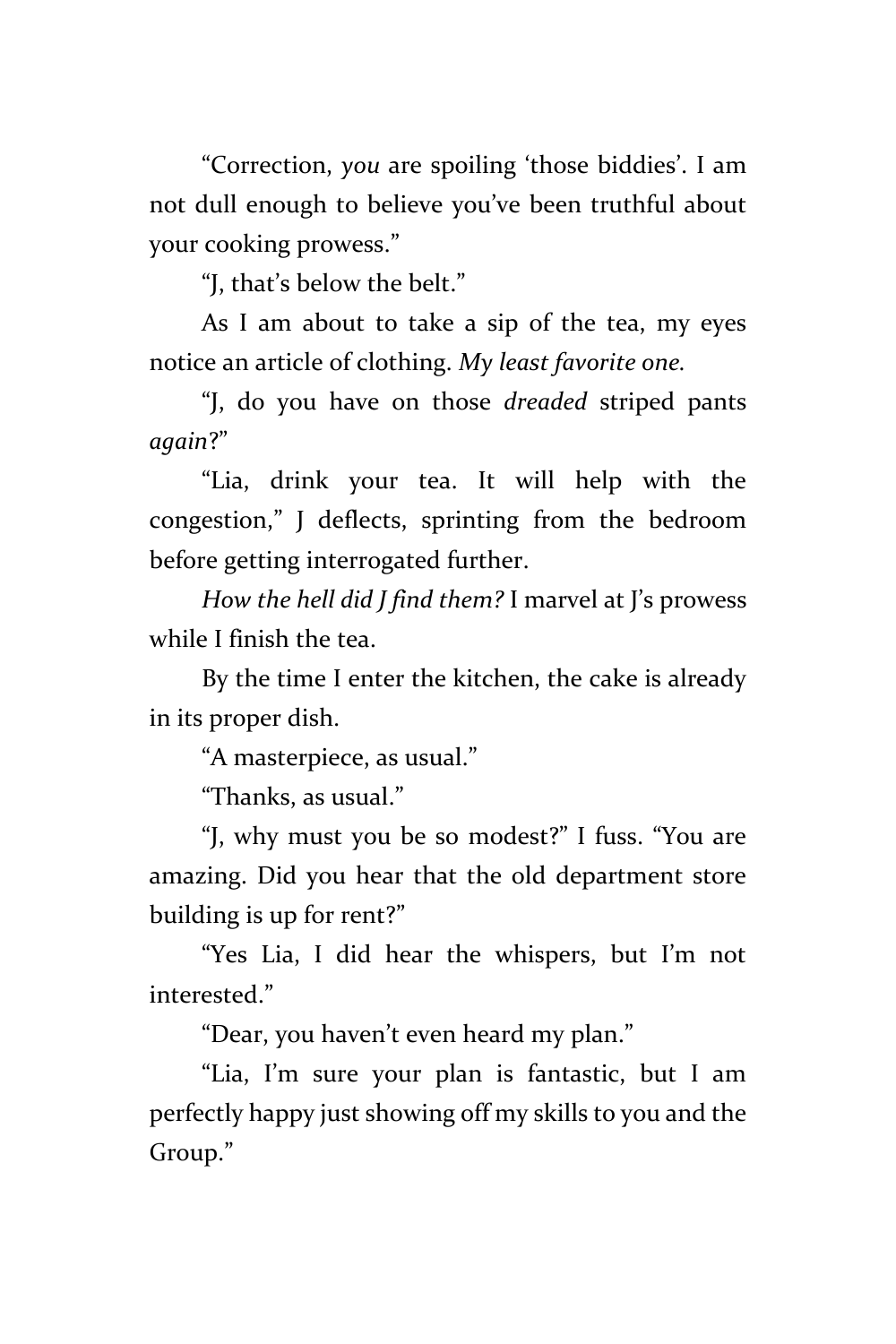"Correction, *you* are spoiling 'those biddies'. I am not dull enough to believe you've been truthful about your cooking prowess."

"J, that's below the belt."

As I am about to take a sip of the tea, my eyes notice an article of clothing. *My least favorite one.*

"J, do you have on those *dreaded* striped pants *again*?"

"Lia, drink your tea. It will help with the congestion," J deflects, sprinting from the bedroom before getting interrogated further.

*How the hell did J find them?* I marvel at J's prowess while I finish the tea.

By the time I enter the kitchen, the cake is already in its proper dish.

"A masterpiece, as usual."

"Thanks, as usual."

"J, why must you be so modest?" I fuss. "You are amazing. Did you hear that the old department store building is up for rent?"

"Yes Lia, I did hear the whispers, but I'm not interested."

"Dear, you haven't even heard my plan."

"Lia, I'm sure your plan is fantastic, but I am perfectly happy just showing off my skills to you and the Group."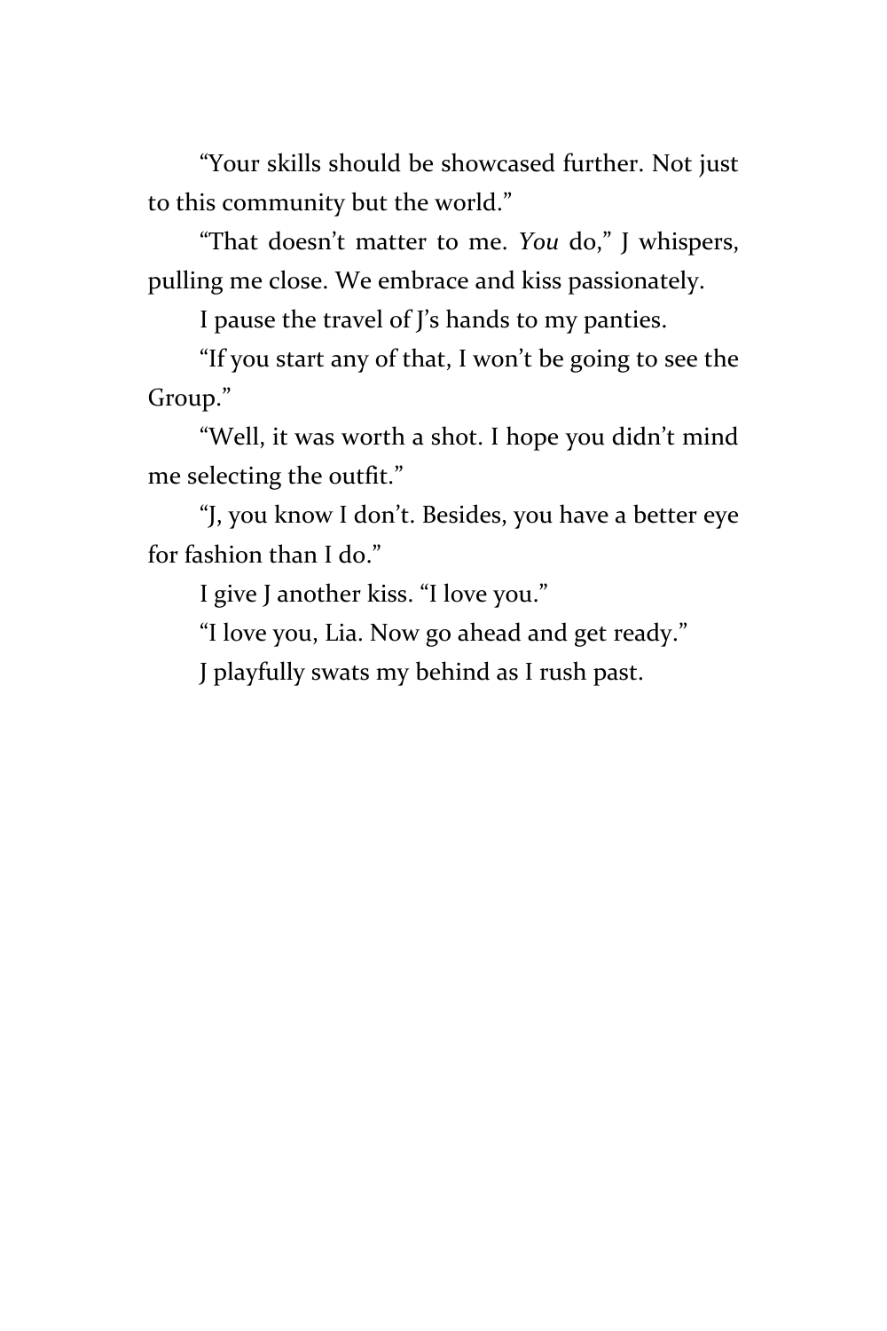"Your skills should be showcased further. Not just to this community but the world."

"That doesn't matter to me. *You* do," J whispers, pulling me close. We embrace and kiss passionately.

I pause the travel of J's hands to my panties.

"If you start any of that, I won't be going to see the Group."

"Well, it was worth a shot. I hope you didn't mind me selecting the outfit."

"J, you know I don't. Besides, you have a better eye for fashion than I do."

I give J another kiss. "I love you."

"I love you, Lia. Now go ahead and get ready."

J playfully swats my behind as I rush past.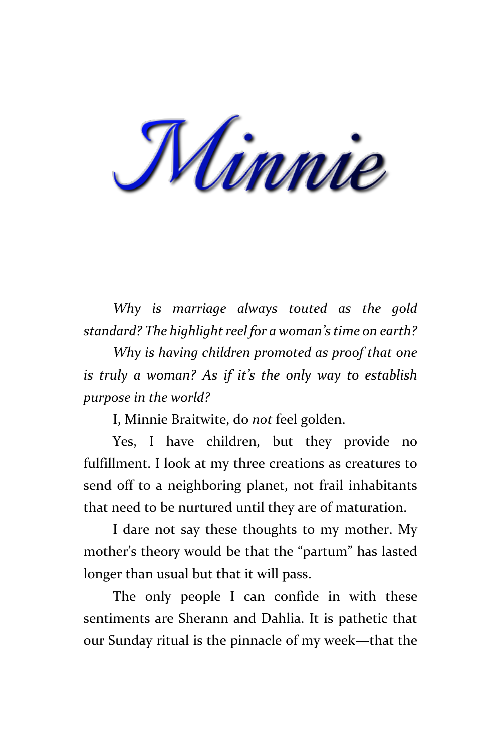# Minnie

*Why is marriage always touted as the gold standard? The highlight reel for a woman's time on earth?*

*Why is having children promoted as proof that one is truly a woman? As if it's the only way to establish purpose in the world?*

I, Minnie Braitwite, do *not* feel golden.

Yes, I have children, but they provide no fulfillment. I look at my three creations as creatures to send off to a neighboring planet, not frail inhabitants that need to be nurtured until they are of maturation.

I dare not say these thoughts to my mother. My mother's theory would be that the "partum" has lasted longer than usual but that it will pass.

The only people I can confide in with these sentiments are Sherann and Dahlia. It is pathetic that our Sunday ritual is the pinnacle of my week—that the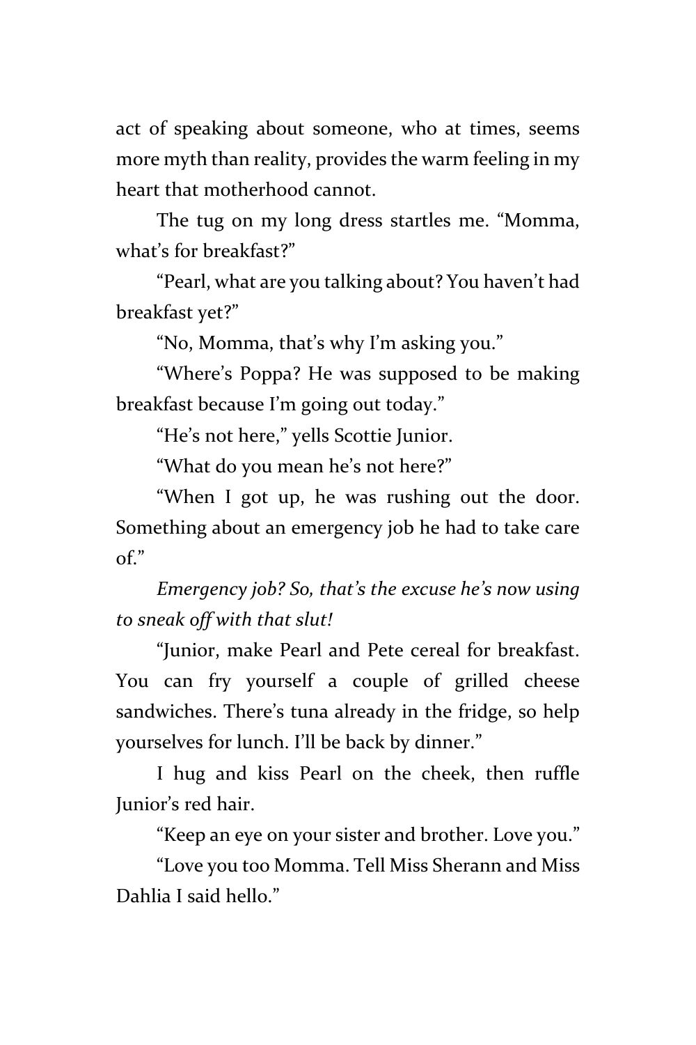act of speaking about someone, who at times, seems more myth than reality, provides the warm feeling in my heart that motherhood cannot.

The tug on my long dress startles me. "Momma, what's for breakfast?"

"Pearl, what are you talking about? You haven't had breakfast yet?"

"No, Momma, that's why I'm asking you."

"Where's Poppa? He was supposed to be making breakfast because I'm going out today."

"He's not here," yells Scottie Junior.

"What do you mean he's not here?"

"When I got up, he was rushing out the door. Something about an emergency job he had to take care of."

*Emergency job? So, that's the excuse he's now using to sneak off with that slut!*

"Junior, make Pearl and Pete cereal for breakfast. You can fry yourself a couple of grilled cheese sandwiches. There's tuna already in the fridge, so help yourselves for lunch. I'll be back by dinner."

I hug and kiss Pearl on the cheek, then ruffle Junior's red hair.

"Keep an eye on your sister and brother. Love you."

"Love you too Momma. Tell Miss Sherann and Miss Dahlia I said hello."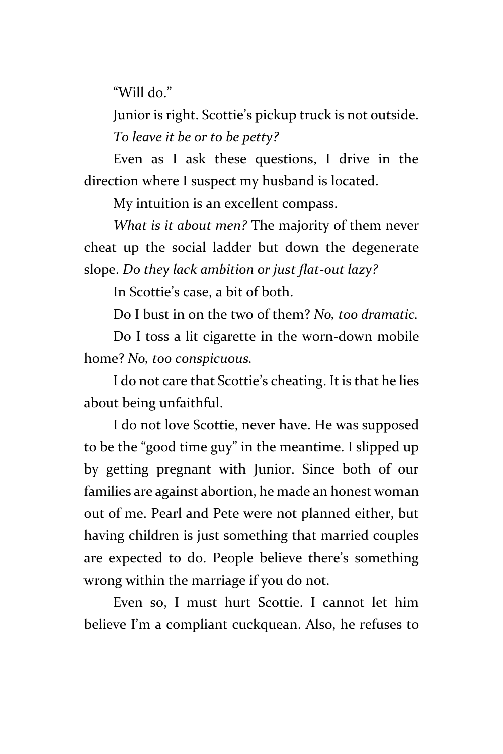"Will do."

Junior is right. Scottie's pickup truck is not outside.

*To leave it be or to be petty?*

Even as I ask these questions, I drive in the direction where I suspect my husband is located.

My intuition is an excellent compass.

*What is it about men?* The majority of them never cheat up the social ladder but down the degenerate slope. *Do they lack ambition or just flat-out lazy?*

In Scottie's case, a bit of both.

Do I bust in on the two of them? *No, too dramatic.*

Do I toss a lit cigarette in the worn-down mobile home? *No, too conspicuous.*

I do not care that Scottie's cheating. It is that he lies about being unfaithful.

I do not love Scottie, never have. He was supposed to be the "good time guy" in the meantime. I slipped up by getting pregnant with Junior. Since both of our families are against abortion, he made an honest woman out of me. Pearl and Pete were not planned either, but having children is just something that married couples are expected to do. People believe there's something wrong within the marriage if you do not.

Even so, I must hurt Scottie. I cannot let him believe I'm a compliant cuckquean. Also, he refuses to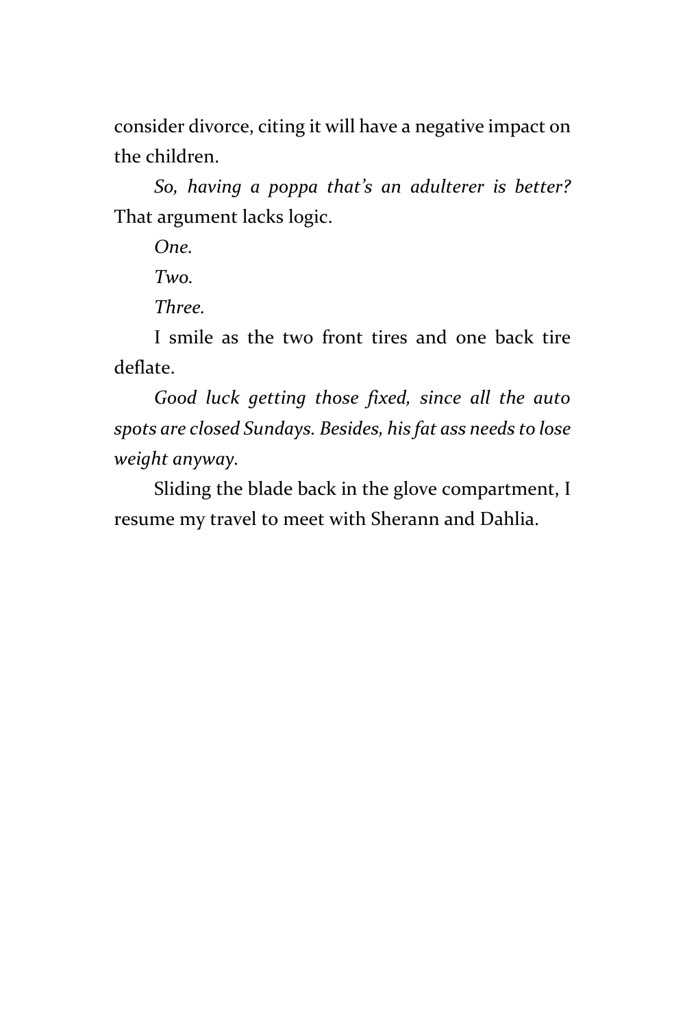consider divorce, citing it will have a negative impact on the children.

*So, having a poppa that's an adulterer is better?* That argument lacks logic.

*One.*

*Two.*

*Three.*

I smile as the two front tires and one back tire deflate.

*Good luck getting those fixed, since all the auto spots are closed Sundays. Besides, his fat ass needs to lose weight anyway.*

Sliding the blade back in the glove compartment, I resume my travel to meet with Sherann and Dahlia.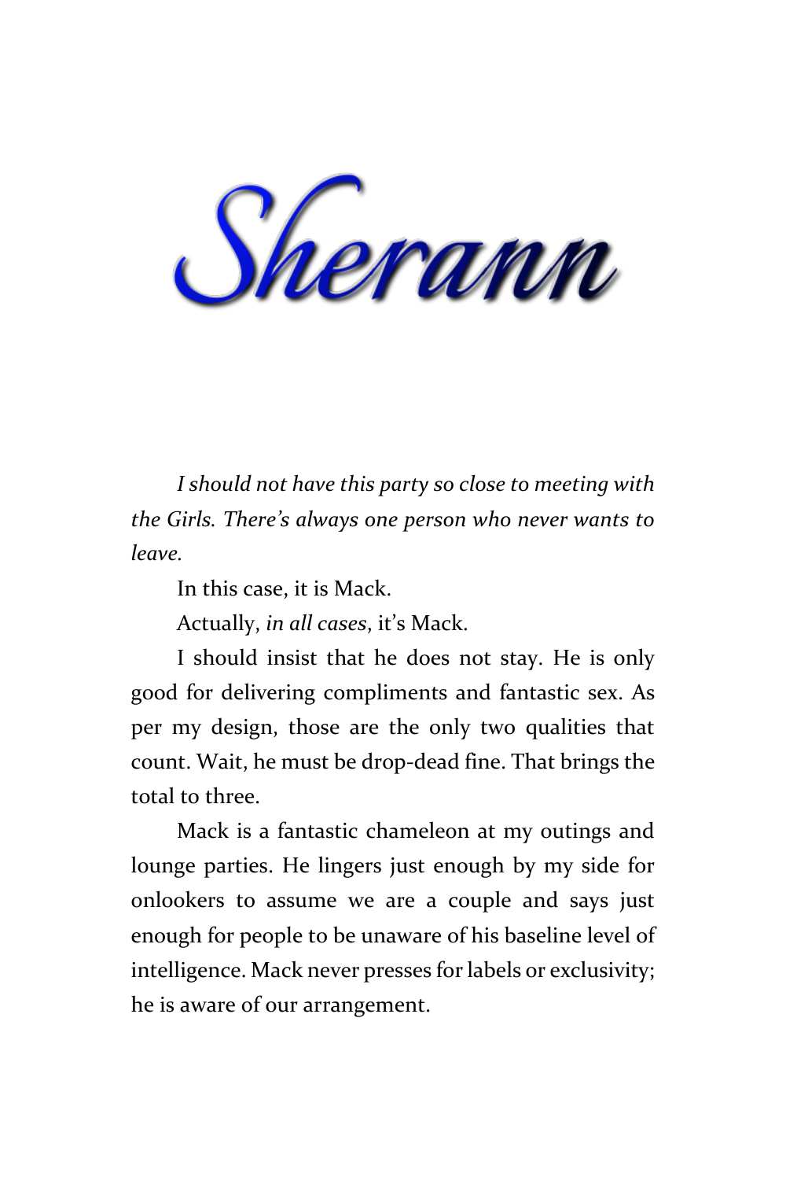# *Sherann*

*I should not have this party so close to meeting with the Girls. There's always one person who never wants to leave.*

In this case, it is Mack.

Actually, *in all cases*, it's Mack.

I should insist that he does not stay. He is only good for delivering compliments and fantastic sex. As per my design, those are the only two qualities that count. Wait, he must be drop-dead fine. That brings the total to three.

Mack is a fantastic chameleon at my outings and lounge parties. He lingers just enough by my side for onlookers to assume we are a couple and says just enough for people to be unaware of his baseline level of intelligence. Mack never presses for labels or exclusivity; he is aware of our arrangement.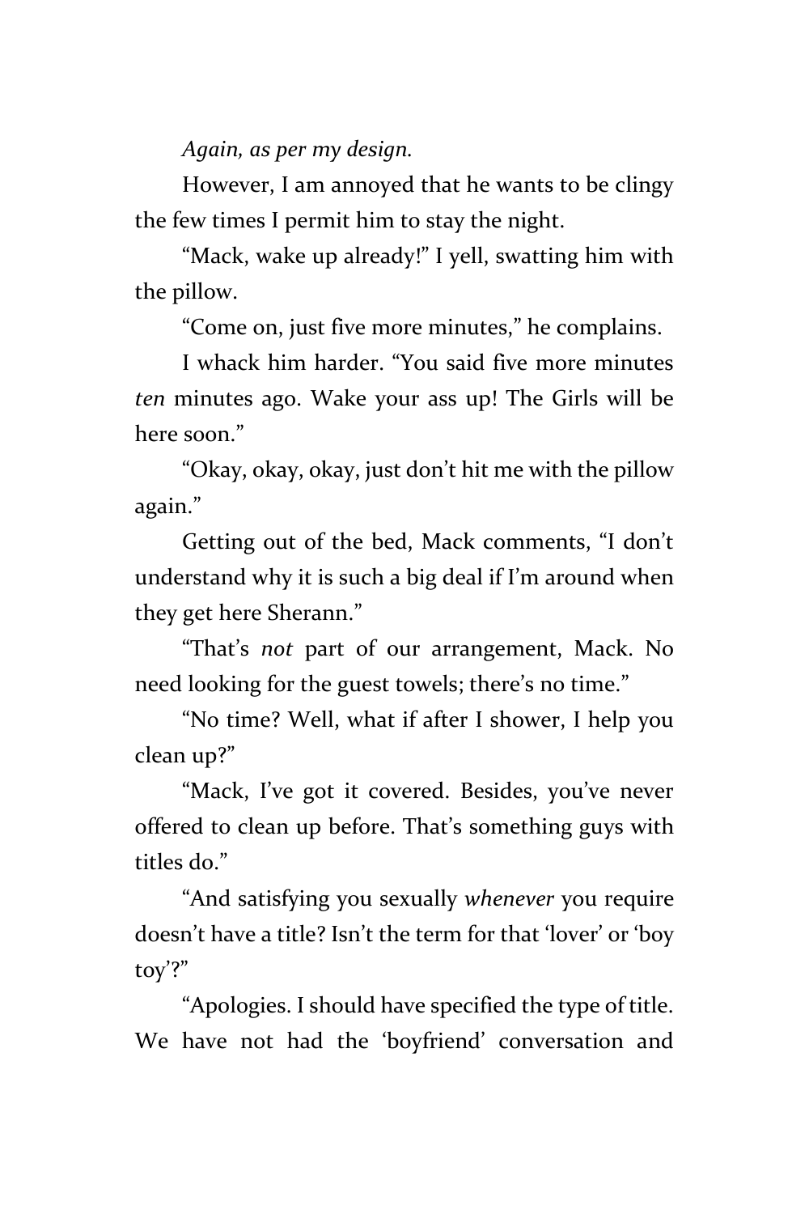*Again, as per my design.*

However, I am annoyed that he wants to be clingy the few times I permit him to stay the night.

"Mack, wake up already!" I yell, swatting him with the pillow.

"Come on, just five more minutes," he complains.

I whack him harder. "You said five more minutes *ten* minutes ago. Wake your ass up! The Girls will be here soon."

"Okay, okay, okay, just don't hit me with the pillow again."

Getting out of the bed, Mack comments, "I don't understand why it is such a big deal if I'm around when they get here Sherann."

"That's *not* part of our arrangement, Mack. No need looking for the guest towels; there's no time."

"No time? Well, what if after I shower, I help you clean up?"

"Mack, I've got it covered. Besides, you've never offered to clean up before. That's something guys with titles do."

"And satisfying you sexually *whenever* you require doesn't have a title? Isn't the term for that 'lover' or 'boy toy'?"

"Apologies. I should have specified the type of title. We have not had the 'boyfriend' conversation and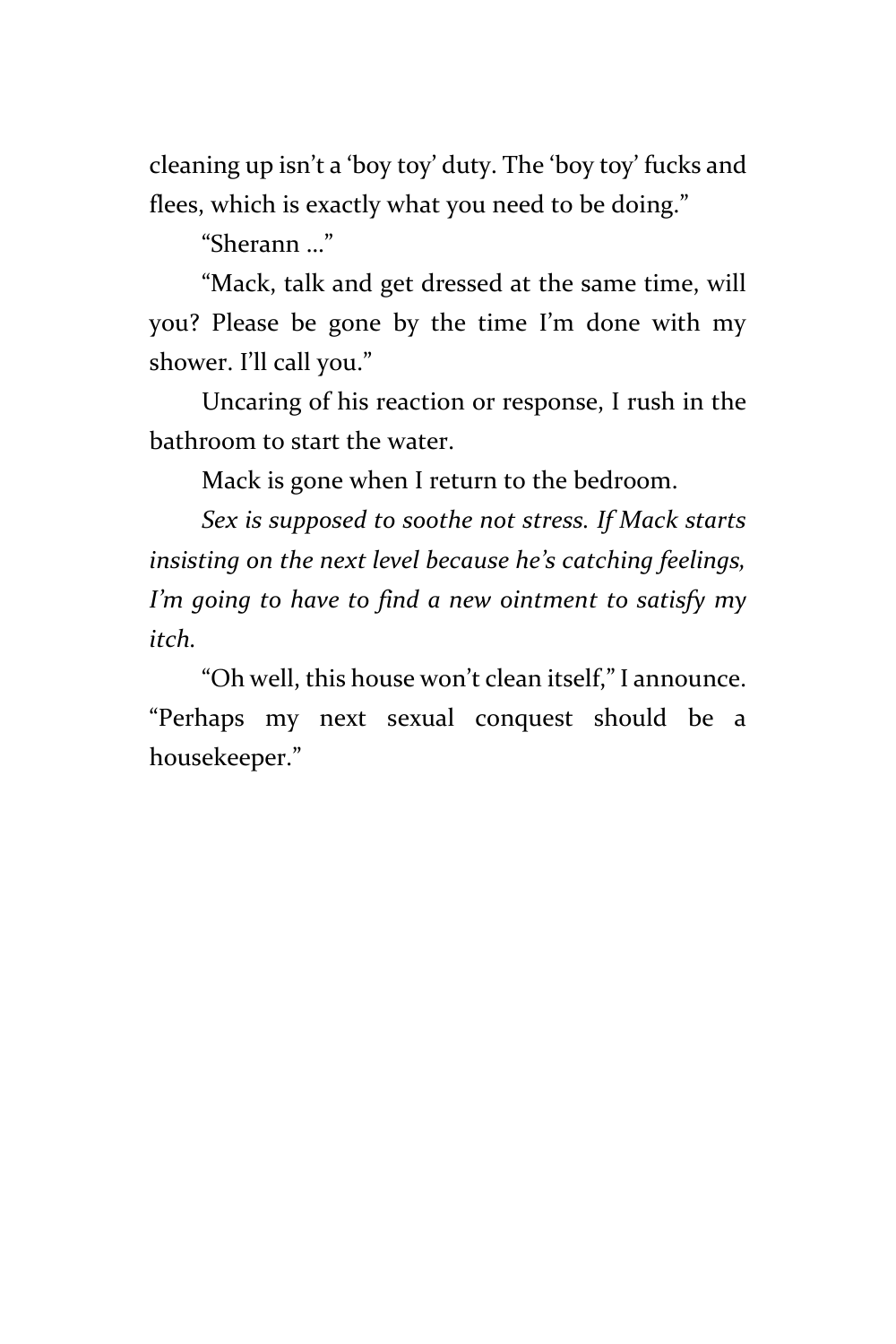cleaning up isn't a 'boy toy' duty. The 'boy toy' fucks and flees, which is exactly what you need to be doing."

"Sherann ..."

"Mack, talk and get dressed at the same time, will you? Please be gone by the time I'm done with my shower. I'll call you."

Uncaring of his reaction or response, I rush in the bathroom to start the water.

Mack is gone when I return to the bedroom.

*Sex is supposed to soothe not stress. If Mack starts insisting on the next level because he's catching feelings, I'm going to have to find a new ointment to satisfy my itch.*

"Oh well, this house won't clean itself," I announce. "Perhaps my next sexual conquest should be a housekeeper."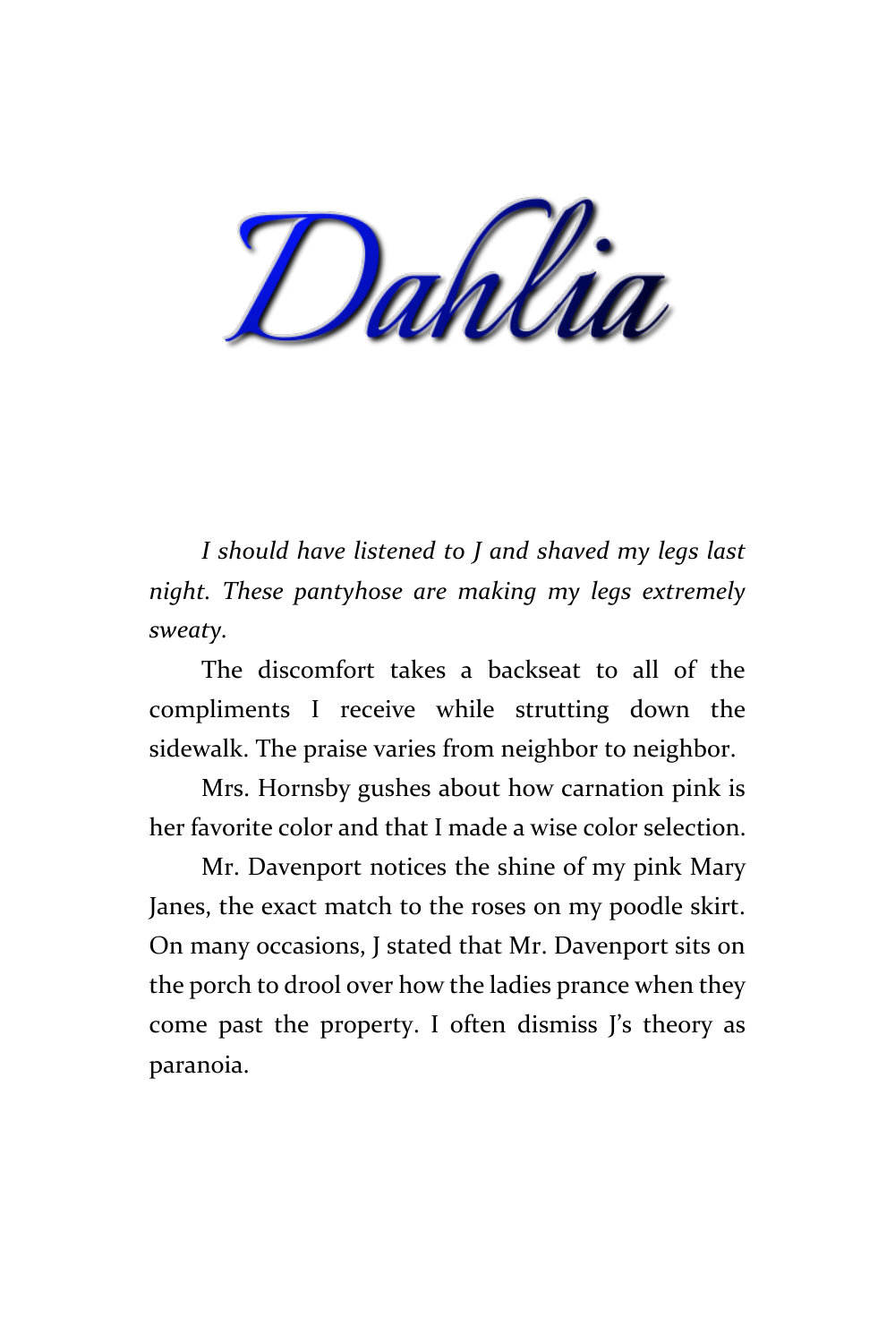# *Dahlia*

*I should have listened to J and shaved my legs last night. These pantyhose are making my legs extremely sweaty.*

The discomfort takes a backseat to all of the compliments I receive while strutting down the sidewalk. The praise varies from neighbor to neighbor.

Mrs. Hornsby gushes about how carnation pink is her favorite color and that I made a wise color selection.

Mr. Davenport notices the shine of my pink Mary Janes, the exact match to the roses on my poodle skirt. On many occasions, J stated that Mr. Davenport sits on the porch to drool over how the ladies prance when they come past the property. I often dismiss J's theory as paranoia.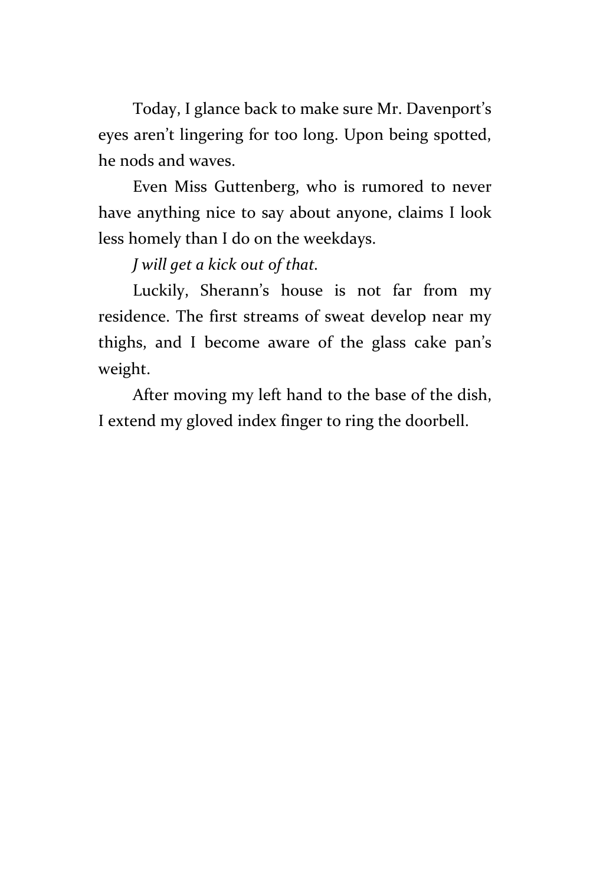Today, I glance back to make sure Mr. Davenport's eyes aren't lingering for too long. Upon being spotted, he nods and waves.

Even Miss Guttenberg, who is rumored to never have anything nice to say about anyone, claims I look less homely than I do on the weekdays.

*J will get a kick out of that.*

Luckily, Sherann's house is not far from my residence. The first streams of sweat develop near my thighs, and I become aware of the glass cake pan's weight.

After moving my left hand to the base of the dish, I extend my gloved index finger to ring the doorbell.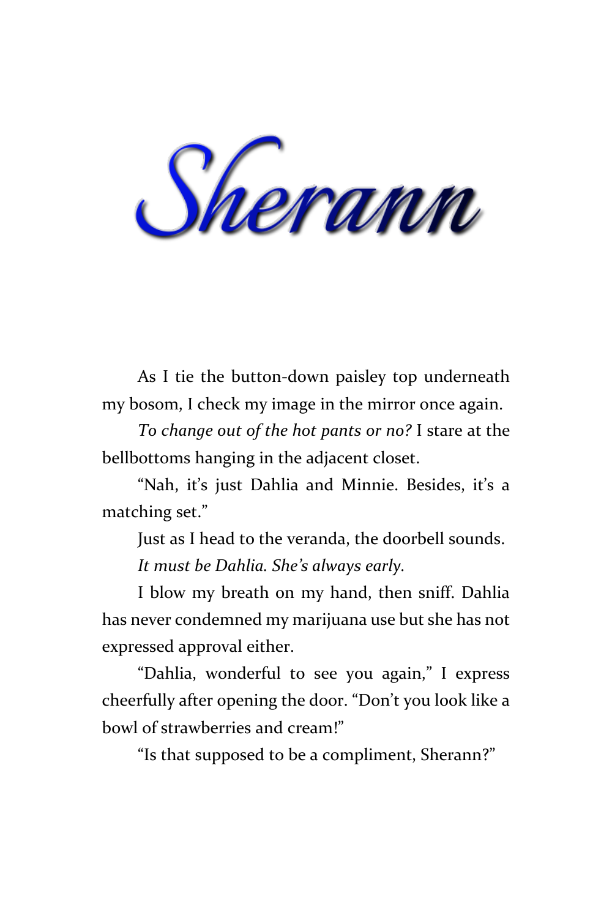# Sherann

As I tie the button-down paisley top underneath my bosom, I check my image in the mirror once again.

*To change out of the hot pants or no?* I stare at the bellbottoms hanging in the adjacent closet.

"Nah, it's just Dahlia and Minnie. Besides, it's a matching set."

Just as I head to the veranda, the doorbell sounds.

*It must be Dahlia. She's always early.*

I blow my breath on my hand, then sniff. Dahlia has never condemned my marijuana use but she has not expressed approval either.

"Dahlia, wonderful to see you again," I express cheerfully after opening the door. "Don't you look like a bowl of strawberries and cream!"

"Is that supposed to be a compliment, Sherann?"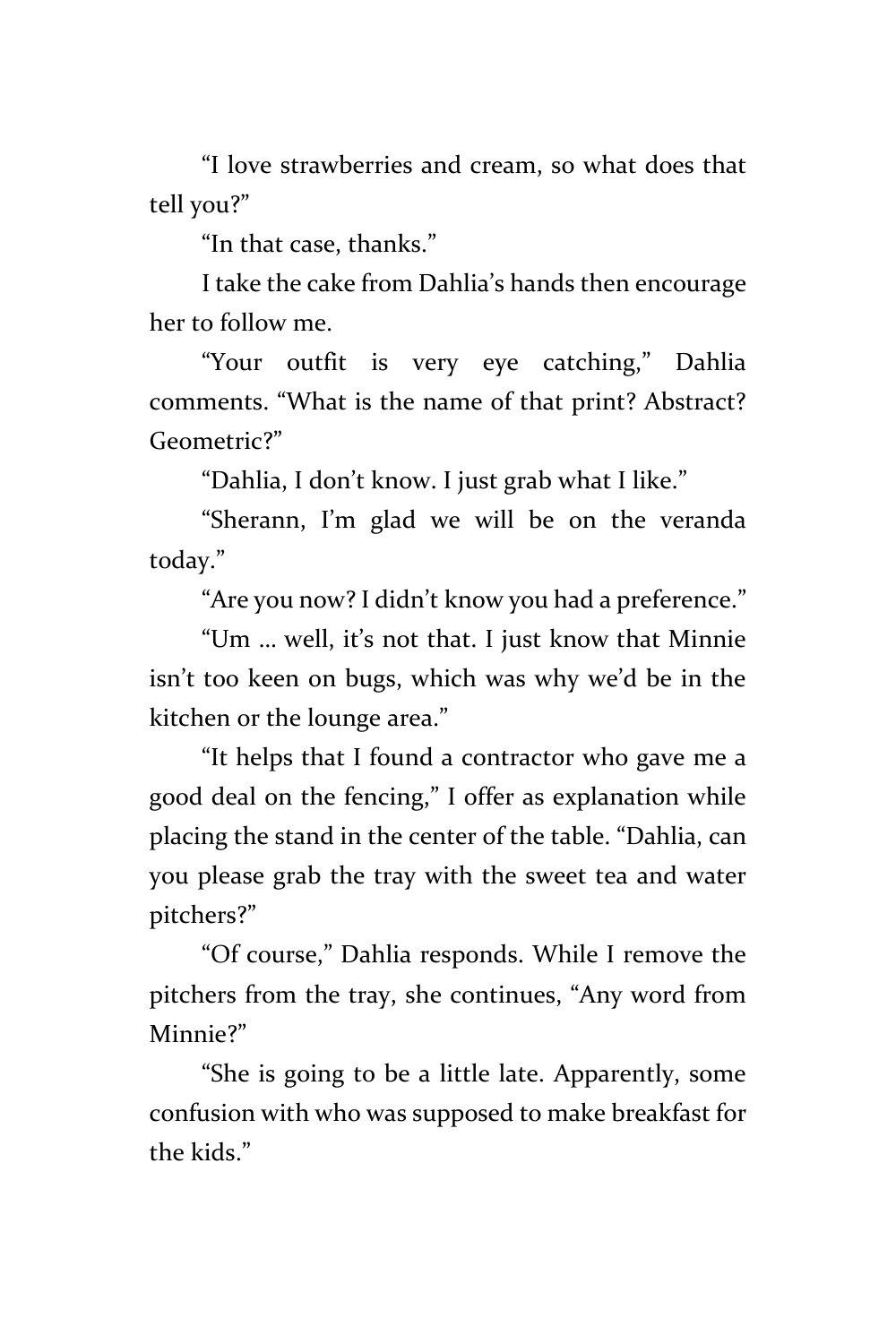"I love strawberries and cream, so what does that tell you?"

"In that case, thanks."

I take the cake from Dahlia's hands then encourage her to follow me.

"Your outfit is very eye catching," Dahlia comments. "What is the name of that print? Abstract? Geometric?"

"Dahlia, I don't know. I just grab what I like."

"Sherann, I'm glad we will be on the veranda today."

"Are you now? I didn't know you had a preference."

"Um ... well, it's not that. I just know that Minnie isn't too keen on bugs, which was why we'd be in the kitchen or the lounge area."

"It helps that I found a contractor who gave me a good deal on the fencing," I offer as explanation while placing the stand in the center of the table. "Dahlia, can you please grab the tray with the sweet tea and water pitchers?"

"Of course," Dahlia responds. While I remove the pitchers from the tray, she continues, "Any word from Minnie?"

"She is going to be a little late. Apparently, some confusion with who was supposed to make breakfast for the kids."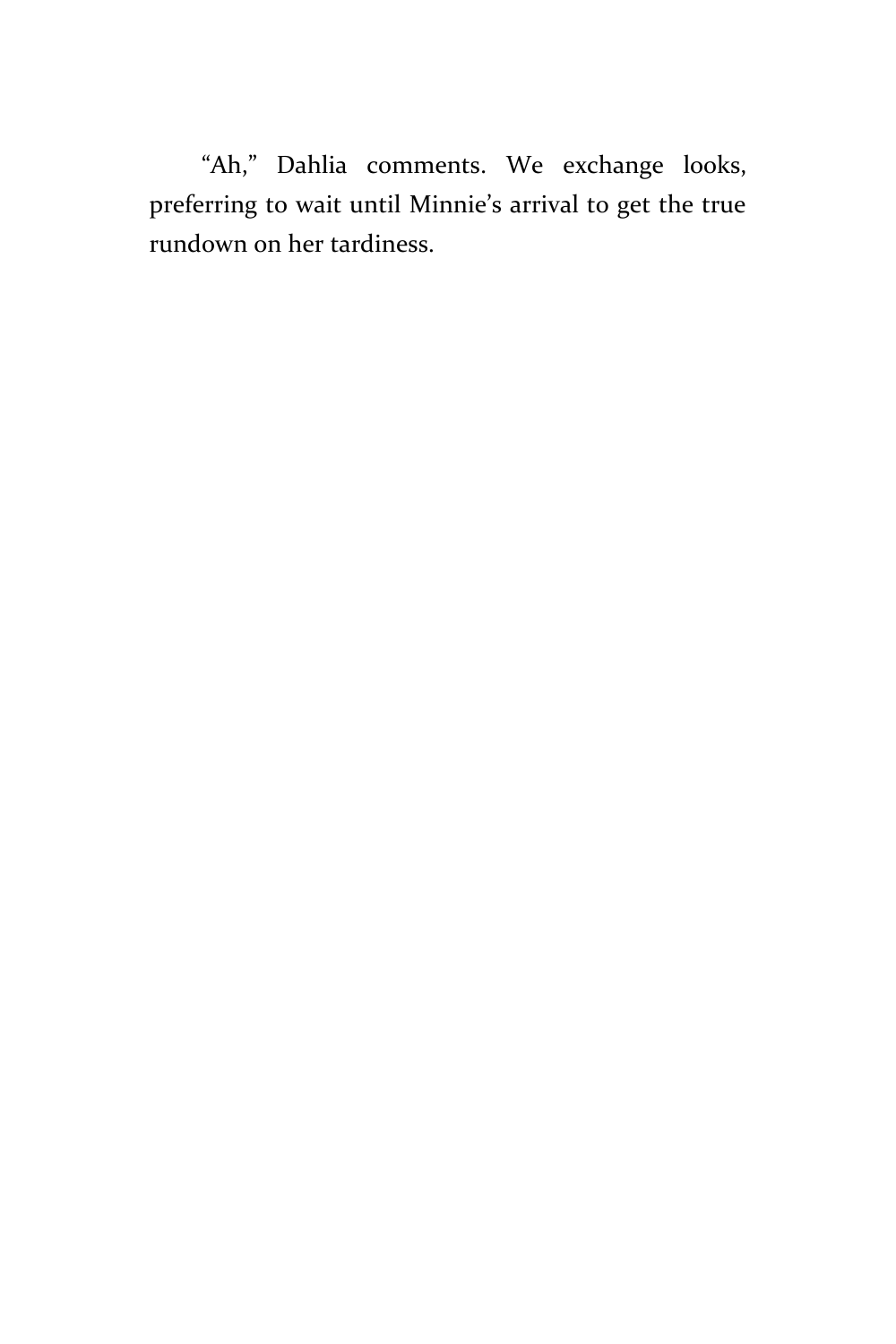"Ah," Dahlia comments. We exchange looks, preferring to wait until Minnie's arrival to get the true rundown on her tardiness.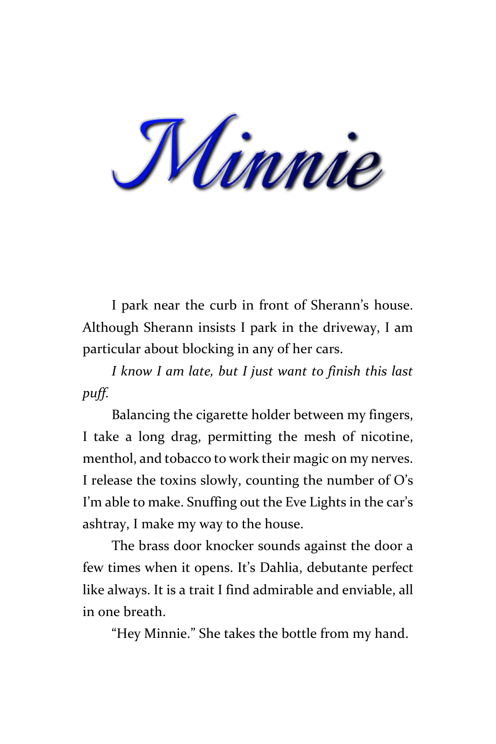# Minnie

I park near the curb in front of Sherann's house. Although Sherann insists I park in the driveway, I am particular about blocking in any of her cars.

*I know I am late, but I just want to finish this last puff.*

Balancing the cigarette holder between my fingers, I take a long drag, permitting the mesh of nicotine, menthol, and tobacco to work their magic on my nerves. I release the toxins slowly, counting the number of O's I'm able to make. Snuffing out the Eve Lights in the car's ashtray, I make my way to the house.

The brass door knocker sounds against the door a few times when it opens. It's Dahlia, debutante perfect like always. It is a trait I find admirable and enviable, all in one breath.

"Hey Minnie." She takes the bottle from my hand.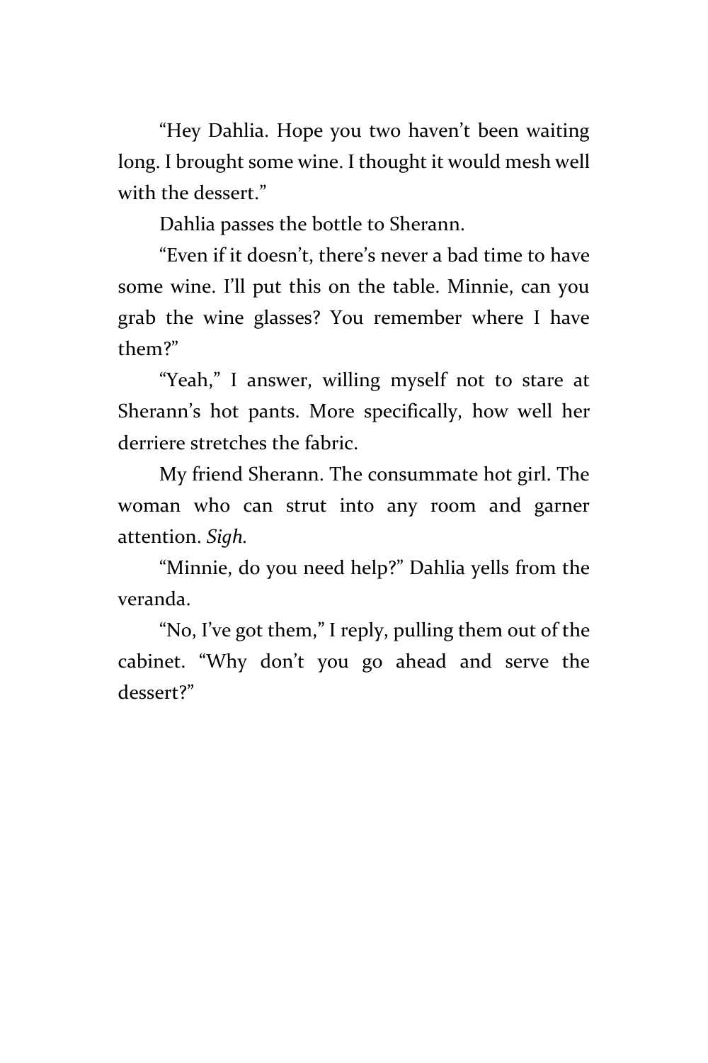"Hey Dahlia. Hope you two haven't been waiting long. I brought some wine. I thought it would mesh well with the dessert."

Dahlia passes the bottle to Sherann.

"Even if it doesn't, there's never a bad time to have some wine. I'll put this on the table. Minnie, can you grab the wine glasses? You remember where I have them?"

"Yeah," I answer, willing myself not to stare at Sherann's hot pants. More specifically, how well her derriere stretches the fabric.

My friend Sherann. The consummate hot girl. The woman who can strut into any room and garner attention. *Sigh.*

"Minnie, do you need help?" Dahlia yells from the veranda.

"No, I've got them," I reply, pulling them out of the cabinet. "Why don't you go ahead and serve the dessert?"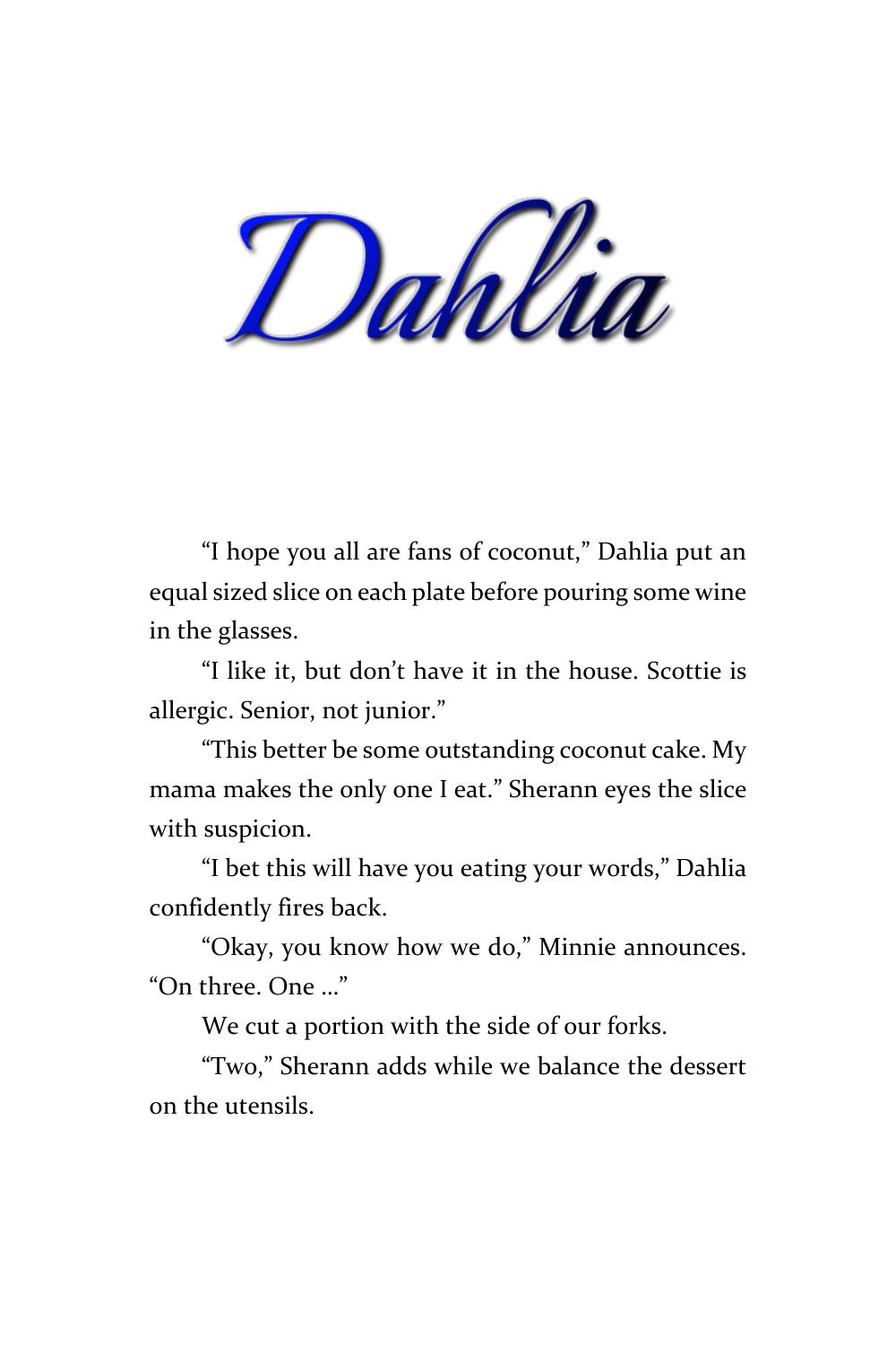# Dahlia

"I hope you all are fans of coconut," Dahlia put an equal sized slice on each plate before pouring some wine in the glasses.

"I like it, but don't have it in the house. Scottie is allergic. Senior, not junior."

"This better be some outstanding coconut cake. My mama makes the only one I eat." Sherann eyes the slice with suspicion.

"I bet this will have you eating your words," Dahlia confidently fires back.

"Okay, you know how we do," Minnie announces. "On three. One …"

We cut a portion with the side of our forks.

"Two," Sherann adds while we balance the dessert on the utensils.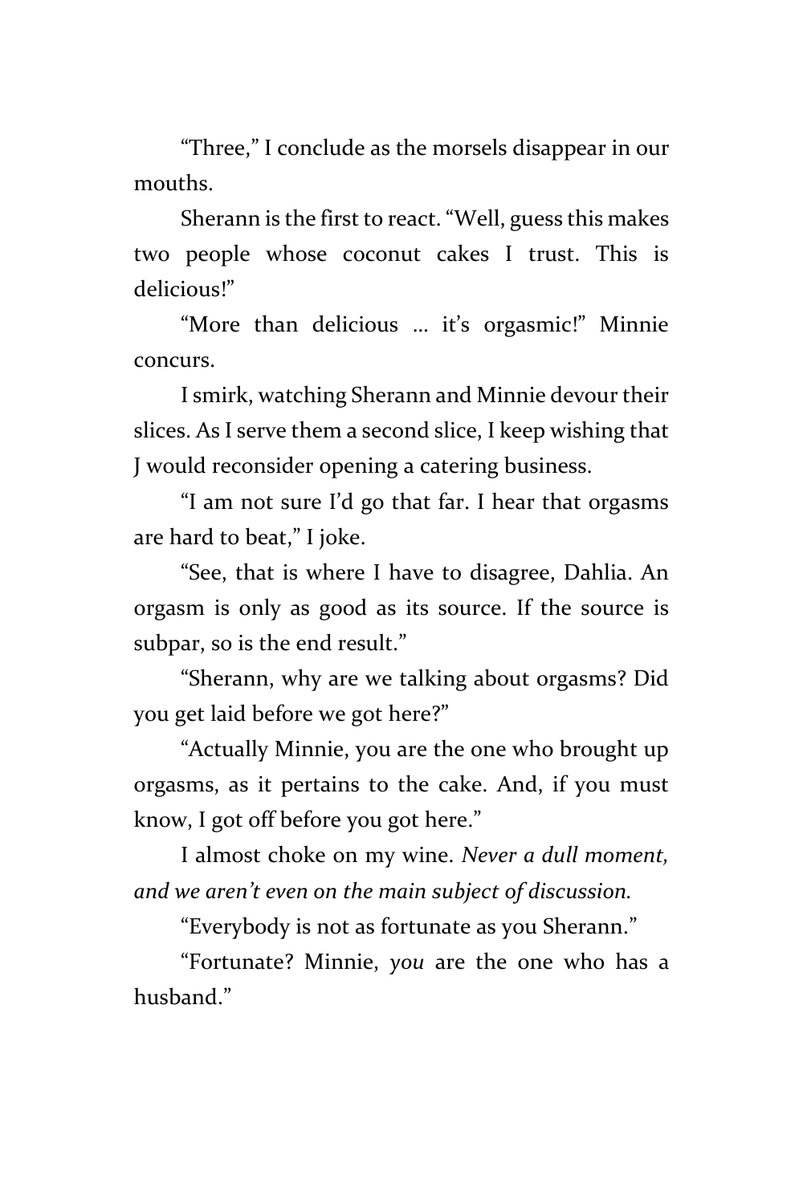"Three," I conclude as the morsels disappear in our mouths.

Sherann is the first to react. "Well, guess this makes two people whose coconut cakes I trust. This is delicious!"

"More than delicious … it's orgasmic!" Minnie concurs.

I smirk, watching Sherann and Minnie devour their slices. As I serve them a second slice, I keep wishing that J would reconsider opening a catering business.

"I am not sure I'd go that far. I hear that orgasms are hard to beat," I joke.

"See, that is where I have to disagree, Dahlia. An orgasm is only as good as its source. If the source is subpar, so is the end result."

"Sherann, why are we talking about orgasms? Did you get laid before we got here?"

"Actually Minnie, you are the one who brought up orgasms, as it pertains to the cake. And, if you must know, I got off before you got here."

I almost choke on my wine. *Never a dull moment, and we aren't even on the main subject of discussion.*

"Everybody is not as fortunate as you Sherann."

"Fortunate? Minnie, *you* are the one who has a husband."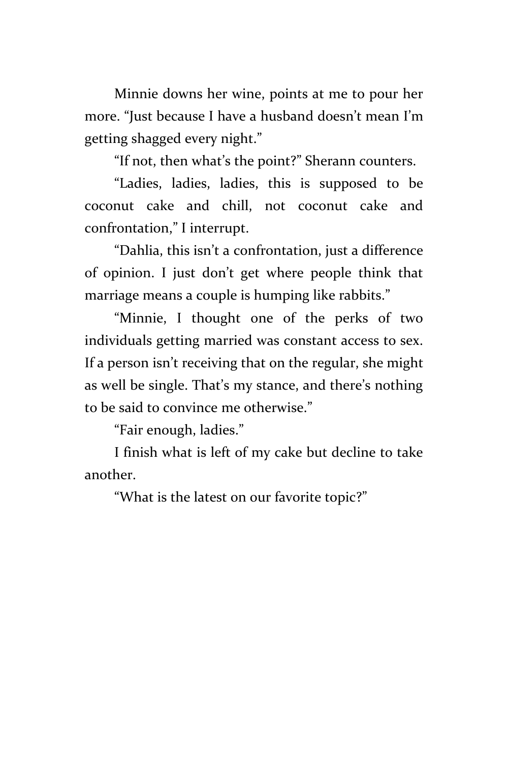Minnie downs her wine, points at me to pour her more. “Just because I have a husband doesn’t mean I’m getting shagged every night.”

“If not, then what’s the point?” Sherann counters.

“Ladies, ladies, ladies, this is supposed to be coconut cake and chill, not coconut cake and confrontation,” I interrupt.

“Dahlia, this isn’t a confrontation, just a difference of opinion. I just don’t get where people think that marriage means a couple is humping like rabbits.”

“Minnie, I thought one of the perks of two individuals getting married was constant access to sex. If a person isn’t receiving that on the regular, she might as well be single. That’s my stance, and there’s nothing to be said to convince me otherwise.”

“Fair enough, ladies.”

I finish what is left of my cake but decline to take another.

“What is the latest on our favorite topic?”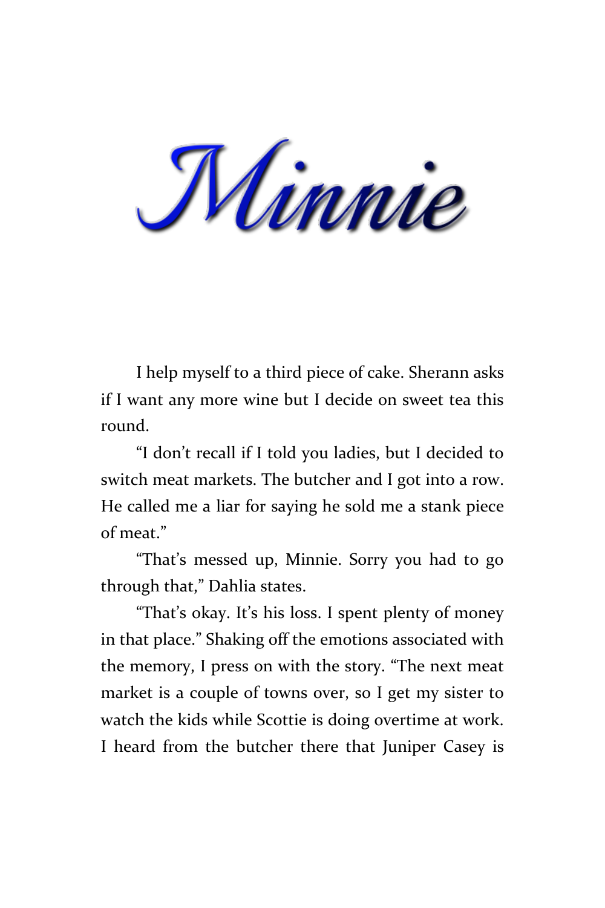# Minnie

I help myself to a third piece of cake. Sherann asks if I want any more wine but I decide on sweet tea this round.

"I don't recall if I told you ladies, but I decided to switch meat markets. The butcher and I got into a row. He called me a liar for saying he sold me a stank piece of meat."

"That's messed up, Minnie. Sorry you had to go through that," Dahlia states.

"That's okay. It's his loss. I spent plenty of money in that place." Shaking off the emotions associated with the memory, I press on with the story. "The next meat market is a couple of towns over, so I get my sister to watch the kids while Scottie is doing overtime at work. I heard from the butcher there that Juniper Casey is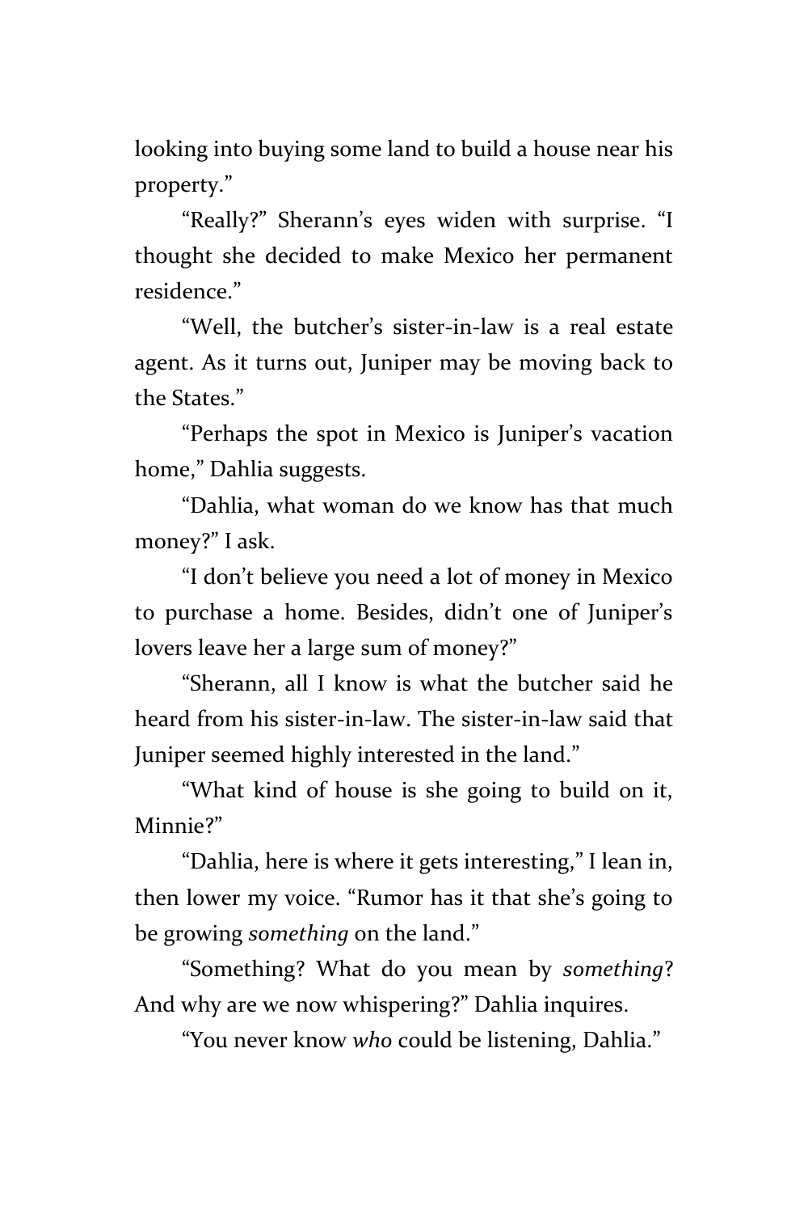looking into buying some land to build a house near his property."

"Really?" Sherann's eyes widen with surprise. "I thought she decided to make Mexico her permanent residence."

"Well, the butcher's sister-in-law is a real estate agent. As it turns out, Juniper may be moving back to the States."

"Perhaps the spot in Mexico is Juniper's vacation home," Dahlia suggests.

"Dahlia, what woman do we know has that much money?" I ask.

"I don't believe you need a lot of money in Mexico to purchase a home. Besides, didn't one of Juniper's lovers leave her a large sum of money?"

"Sherann, all I know is what the butcher said he heard from his sister-in-law. The sister-in-law said that Juniper seemed highly interested in the land."

"What kind of house is she going to build on it, Minnie?"

"Dahlia, here is where it gets interesting," I lean in, then lower my voice. "Rumor has it that she's going to be growing *something* on the land."

"Something? What do you mean by *something*? And why are we now whispering?" Dahlia inquires.

"You never know *who* could be listening, Dahlia."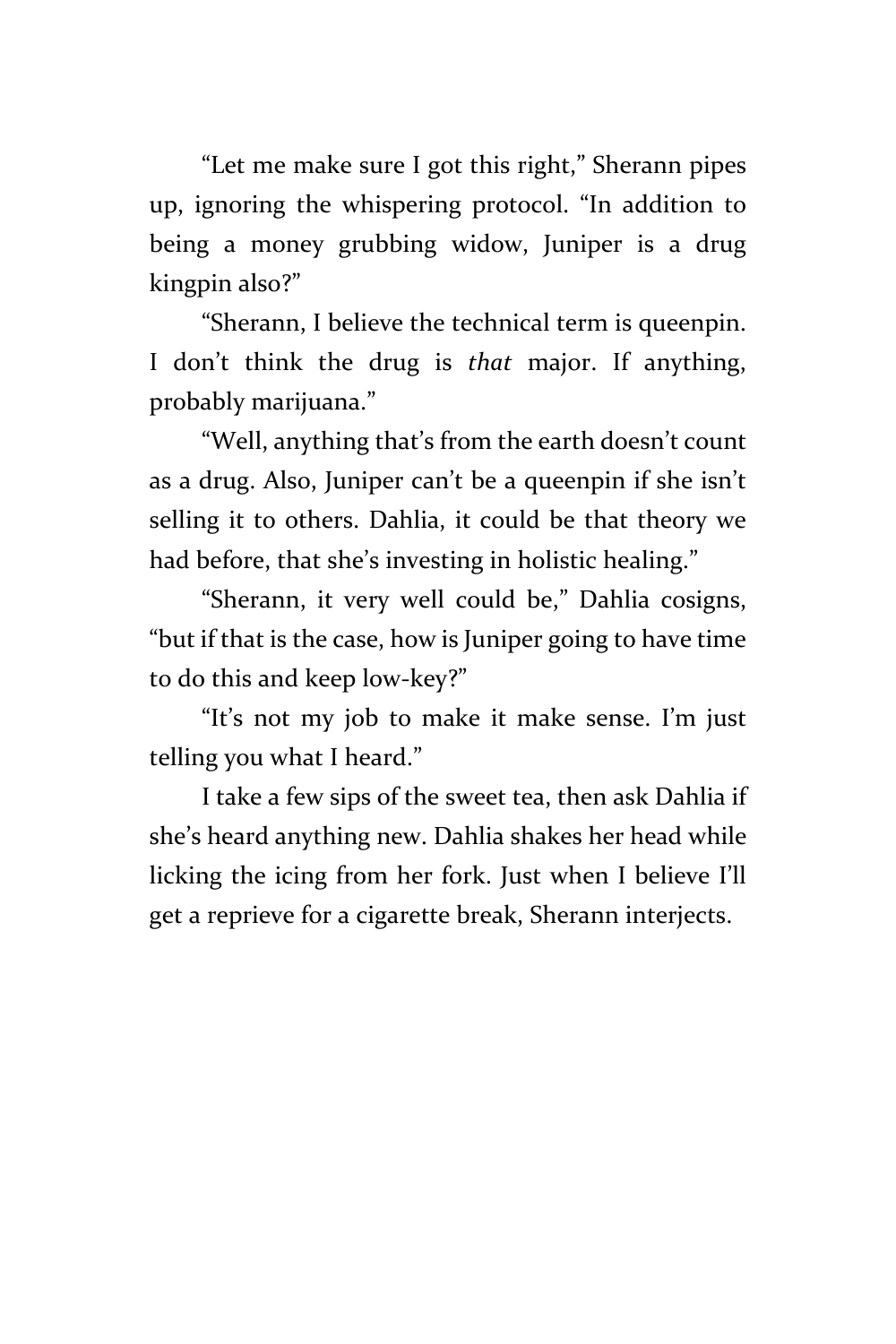"Let me make sure I got this right," Sherann pipes up, ignoring the whispering protocol. "In addition to being a money grubbing widow, Juniper is a drug kingpin also?"

"Sherann, I believe the technical term is queenpin. I don't think the drug is *that* major. If anything, probably marijuana."

"Well, anything that's from the earth doesn't count as a drug. Also, Juniper can't be a queenpin if she isn't selling it to others. Dahlia, it could be that theory we had before, that she's investing in holistic healing."

"Sherann, it very well could be," Dahlia cosigns, "but if that is the case, how is Juniper going to have time to do this and keep low-key?"

"It's not my job to make it make sense. I'm just telling you what I heard."

I take a few sips of the sweet tea, then ask Dahlia if she's heard anything new. Dahlia shakes her head while licking the icing from her fork. Just when I believe I'll get a reprieve for a cigarette break, Sherann interjects.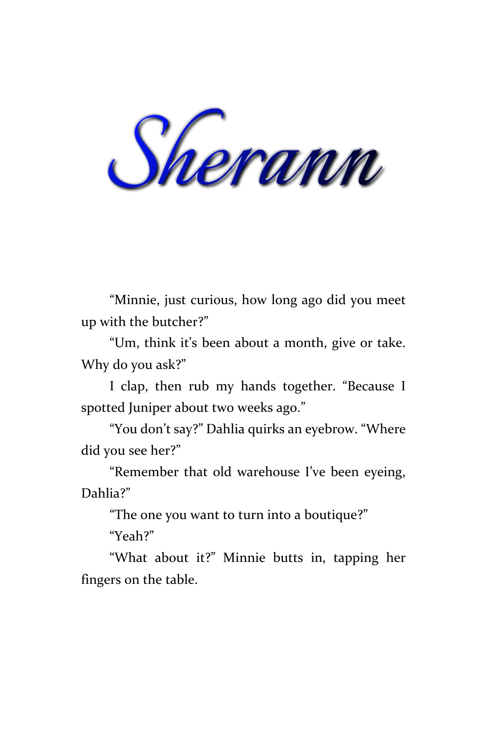# Sherann

"Minnie, just curious, how long ago did you meet up with the butcher?"

"Um, think it's been about a month, give or take. Why do you ask?"

I clap, then rub my hands together. "Because I spotted Juniper about two weeks ago."

"You don't say?" Dahlia quirks an eyebrow. "Where did you see her?"

"Remember that old warehouse I've been eyeing, Dahlia?"

"The one you want to turn into a boutique?"

"Yeah?"

"What about it?" Minnie butts in, tapping her fingers on the table.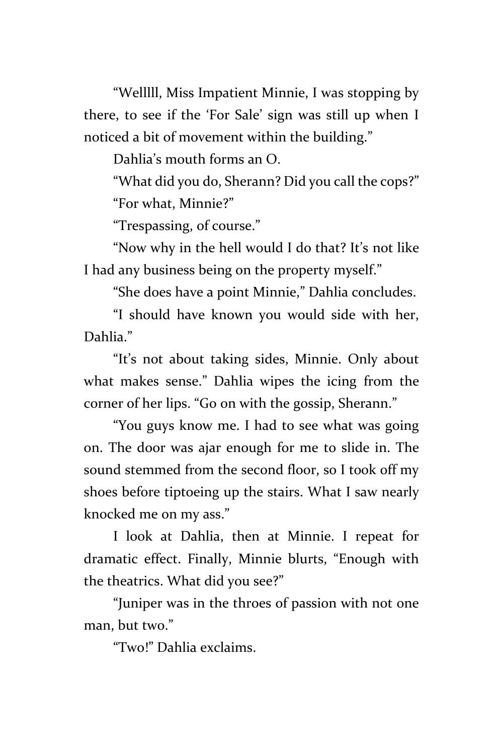"Welllll, Miss Impatient Minnie, I was stopping by there, to see if the 'For Sale' sign was still up when I noticed a bit of movement within the building."

Dahlia's mouth forms an O.

"What did you do, Sherann? Did you call the cops?"

"For what, Minnie?"

"Trespassing, of course."

"Now why in the hell would I do that? It's not like I had any business being on the property myself."

"She does have a point Minnie," Dahlia concludes.

"I should have known you would side with her, Dahlia."

"It's not about taking sides, Minnie. Only about what makes sense." Dahlia wipes the icing from the corner of her lips. "Go on with the gossip, Sherann."

"You guys know me. I had to see what was going on. The door was ajar enough for me to slide in. The sound stemmed from the second floor, so I took off my shoes before tiptoeing up the stairs. What I saw nearly knocked me on my ass."

I look at Dahlia, then at Minnie. I repeat for dramatic effect. Finally, Minnie blurts, "Enough with the theatrics. What did you see?"

"Juniper was in the throes of passion with not one man, but two."

"Two!" Dahlia exclaims.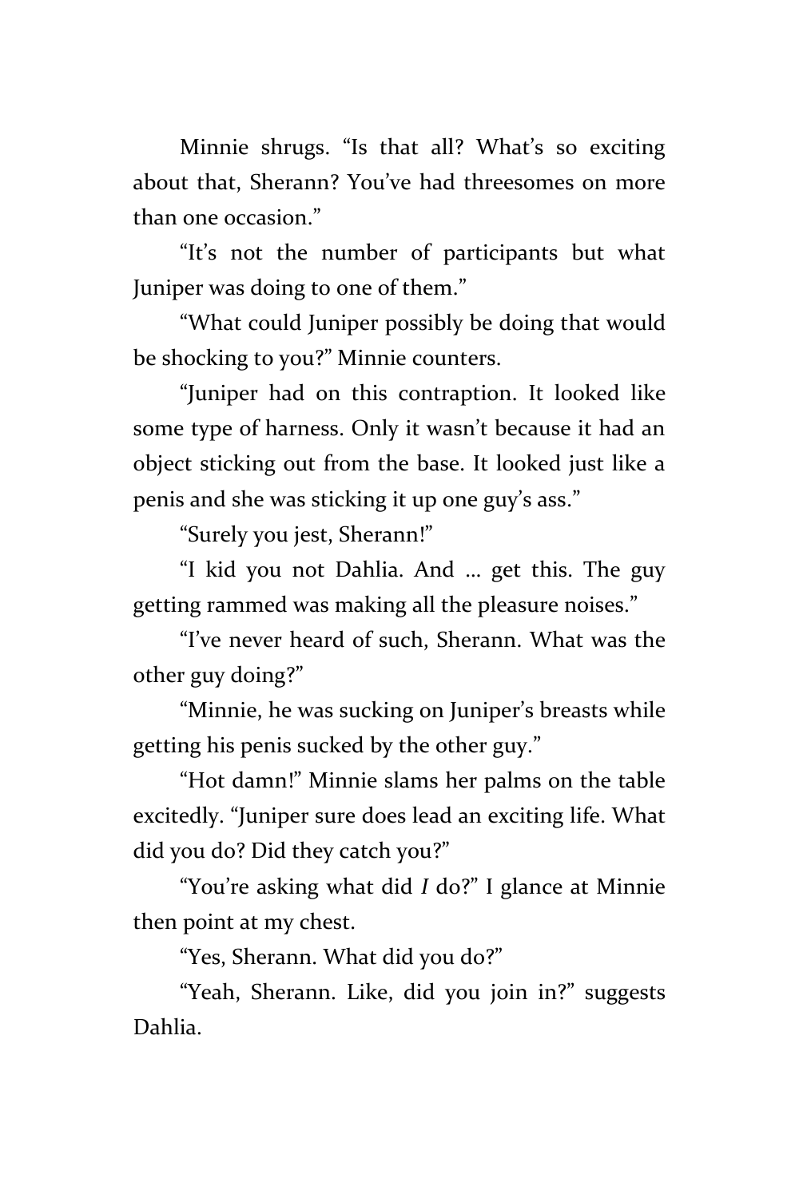Minnie shrugs. "Is that all? What's so exciting about that, Sherann? You've had threesomes on more than one occasion."

"It's not the number of participants but what Juniper was doing to one of them."

"What could Juniper possibly be doing that would be shocking to you?" Minnie counters.

"Juniper had on this contraption. It looked like some type of harness. Only it wasn't because it had an object sticking out from the base. It looked just like a penis and she was sticking it up one guy's ass."

"Surely you jest, Sherann!"

"I kid you not Dahlia. And … get this. The guy getting rammed was making all the pleasure noises."

"I've never heard of such, Sherann. What was the other guy doing?"

"Minnie, he was sucking on Juniper's breasts while getting his penis sucked by the other guy."

"Hot damn!" Minnie slams her palms on the table excitedly. "Juniper sure does lead an exciting life. What did you do? Did they catch you?"

"You're asking what did *I* do?" I glance at Minnie then point at my chest.

"Yes, Sherann. What did you do?"

"Yeah, Sherann. Like, did you join in?" suggests Dahlia.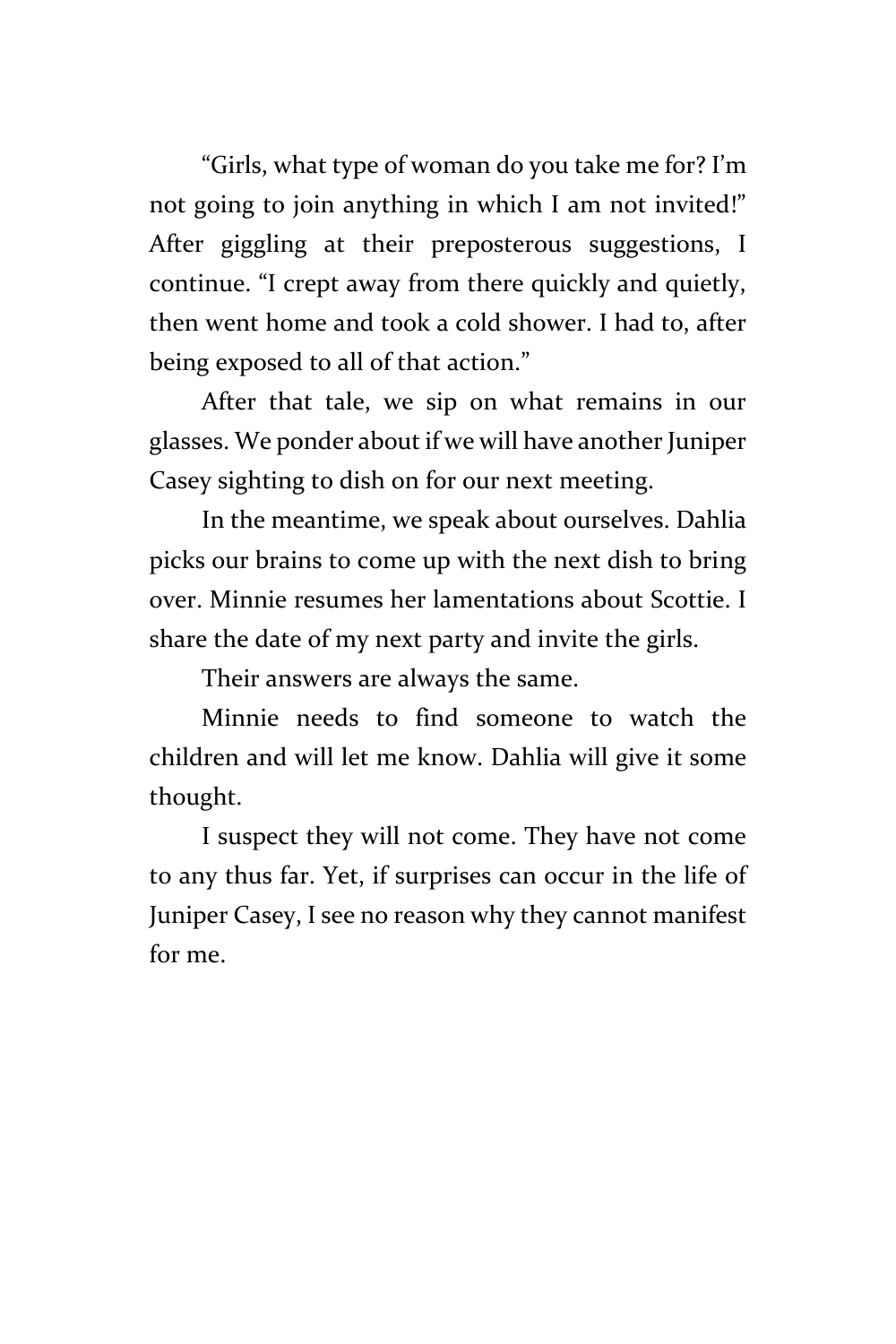"Girls, what type of woman do you take me for? I'm not going to join anything in which I am not invited!" After giggling at their preposterous suggestions, I continue. "I crept away from there quickly and quietly, then went home and took a cold shower. I had to, after being exposed to all of that action."

After that tale, we sip on what remains in our glasses. We ponder about if we will have another Juniper Casey sighting to dish on for our next meeting.

In the meantime, we speak about ourselves. Dahlia picks our brains to come up with the next dish to bring over. Minnie resumes her lamentations about Scottie. I share the date of my next party and invite the girls.

Their answers are always the same.

Minnie needs to find someone to watch the children and will let me know. Dahlia will give it some thought.

I suspect they will not come. They have not come to any thus far. Yet, if surprises can occur in the life of Juniper Casey, I see no reason why they cannot manifest for me.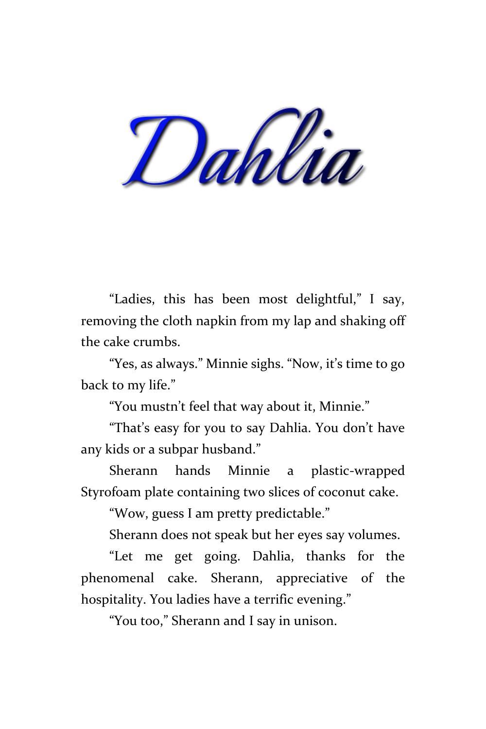# Dahlia

"Ladies, this has been most delightful," I say, removing the cloth napkin from my lap and shaking off the cake crumbs.

"Yes, as always." Minnie sighs. "Now, it's time to go back to my life."

"You mustn't feel that way about it, Minnie."

"That's easy for you to say Dahlia. You don't have any kids or a subpar husband."

Sherann hands Minnie a plastic-wrapped Styrofoam plate containing two slices of coconut cake.

"Wow, guess I am pretty predictable."

Sherann does not speak but her eyes say volumes.

"Let me get going. Dahlia, thanks for the phenomenal cake. Sherann, appreciative of the hospitality. You ladies have a terrific evening."

"You too," Sherann and I say in unison.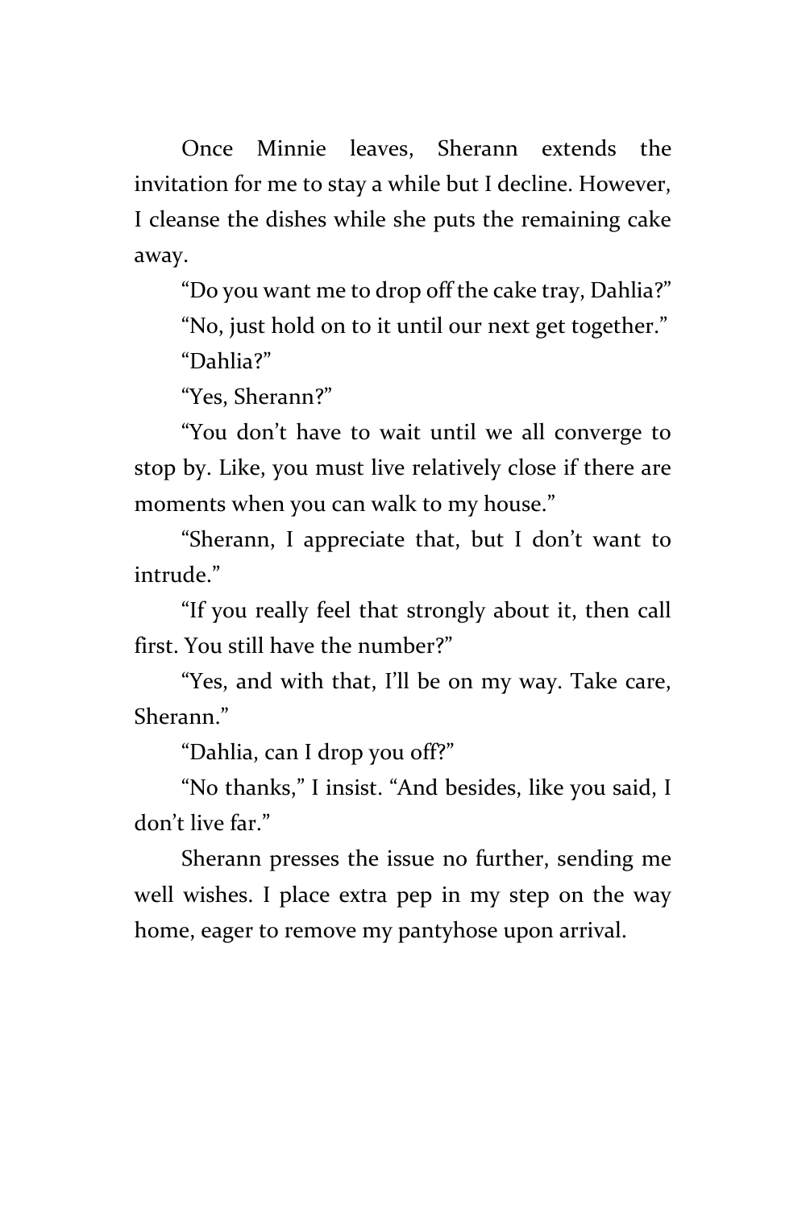Once Minnie leaves, Sherann extends the invitation for me to stay a while but I decline. However, I cleanse the dishes while she puts the remaining cake away.

"Do you want me to drop off the cake tray, Dahlia?"

"No, just hold on to it until our next get together."

"Dahlia?"

"Yes, Sherann?"

"You don't have to wait until we all converge to stop by. Like, you must live relatively close if there are moments when you can walk to my house."

"Sherann, I appreciate that, but I don't want to intrude."

"If you really feel that strongly about it, then call first. You still have the number?"

"Yes, and with that, I'll be on my way. Take care, Sherann."

"Dahlia, can I drop you off?"

"No thanks," I insist. "And besides, like you said, I don't live far."

Sherann presses the issue no further, sending me well wishes. I place extra pep in my step on the way home, eager to remove my pantyhose upon arrival.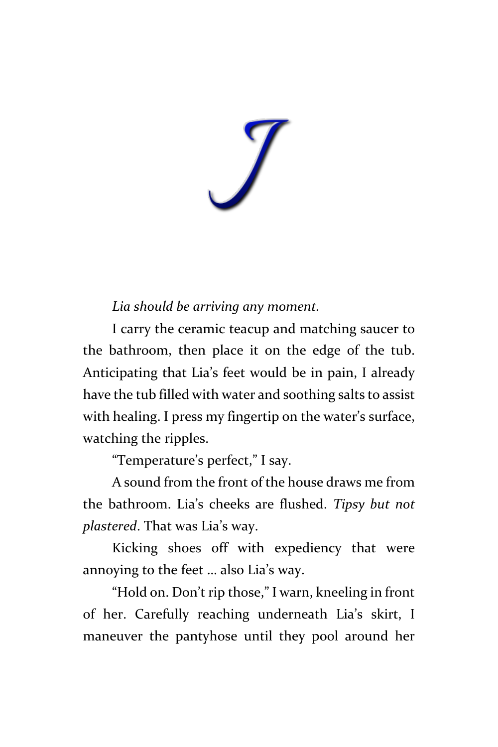# J

*Lia should be arriving any moment.*

I carry the ceramic teacup and matching saucer to the bathroom, then place it on the edge of the tub. Anticipating that Lia's feet would be in pain, I already have the tub filled with water and soothing salts to assist with healing. I press my fingertip on the water's surface, watching the ripples.

"Temperature's perfect," I say.

A sound from the front of the house draws me from the bathroom. Lia's cheeks are flushed. *Tipsy but not plastered*. That was Lia's way.

Kicking shoes off with expediency that were annoying to the feet … also Lia's way.

"Hold on. Don't rip those," I warn, kneeling in front of her. Carefully reaching underneath Lia's skirt, I maneuver the pantyhose until they pool around her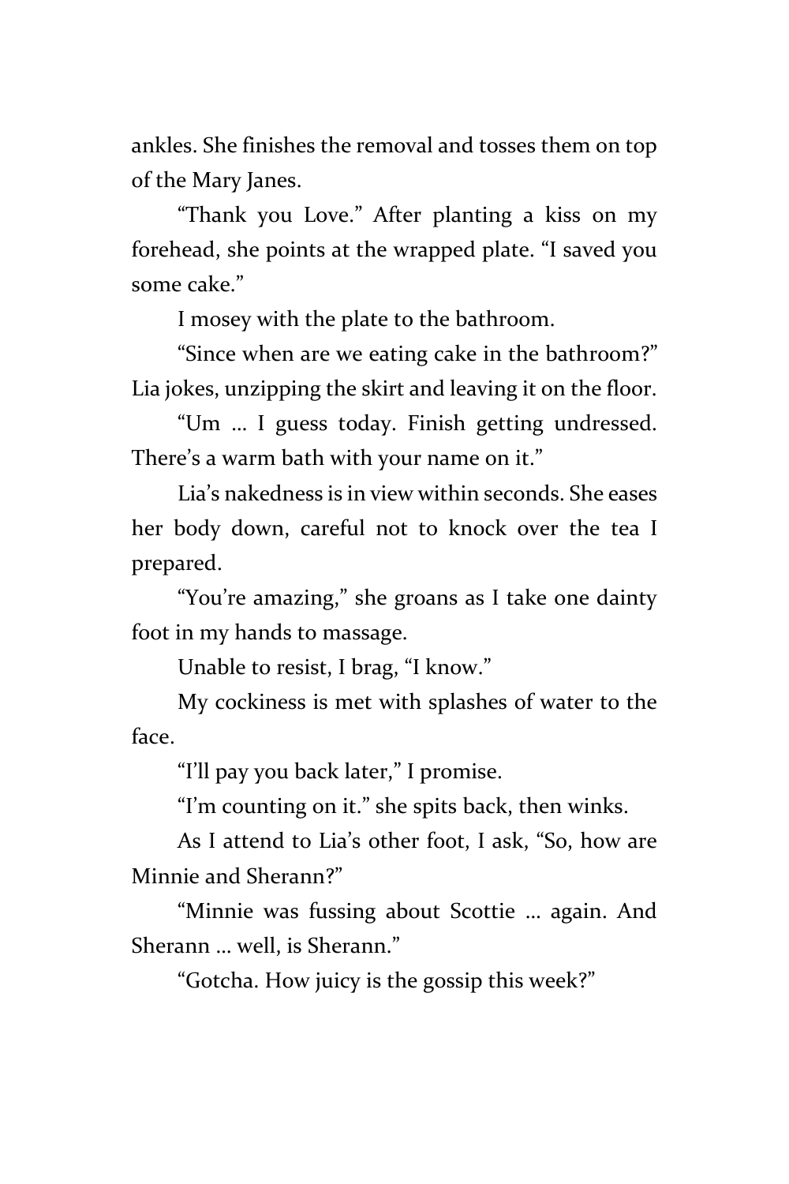ankles. She finishes the removal and tosses them on top of the Mary Janes.

"Thank you Love." After planting a kiss on my forehead, she points at the wrapped plate. "I saved you some cake."

I mosey with the plate to the bathroom.

"Since when are we eating cake in the bathroom?" Lia jokes, unzipping the skirt and leaving it on the floor.

"Um … I guess today. Finish getting undressed. There's a warm bath with your name on it."

Lia's nakedness is in view within seconds. She eases her body down, careful not to knock over the tea I prepared.

"You're amazing," she groans as I take one dainty foot in my hands to massage.

Unable to resist, I brag, "I know."

My cockiness is met with splashes of water to the face.

"I'll pay you back later," I promise.

"I'm counting on it." she spits back, then winks.

As I attend to Lia's other foot, I ask, "So, how are Minnie and Sherann?"

"Minnie was fussing about Scottie … again. And Sherann … well, is Sherann."

"Gotcha. How juicy is the gossip this week?"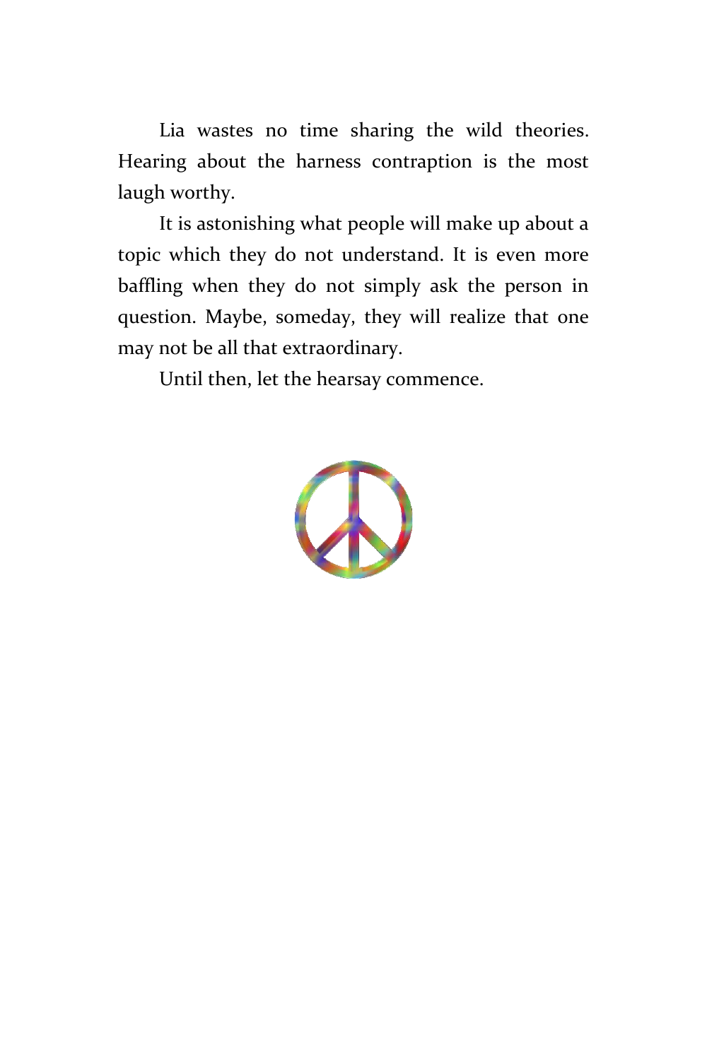Lia wastes no time sharing the wild theories. Hearing about the harness contraption is the most laugh worthy.

It is astonishing what people will make up about a topic which they do not understand. It is even more baffling when they do not simply ask the person in question. Maybe, someday, they will realize that one may not be all that extraordinary.

Until then, let the hearsay commence.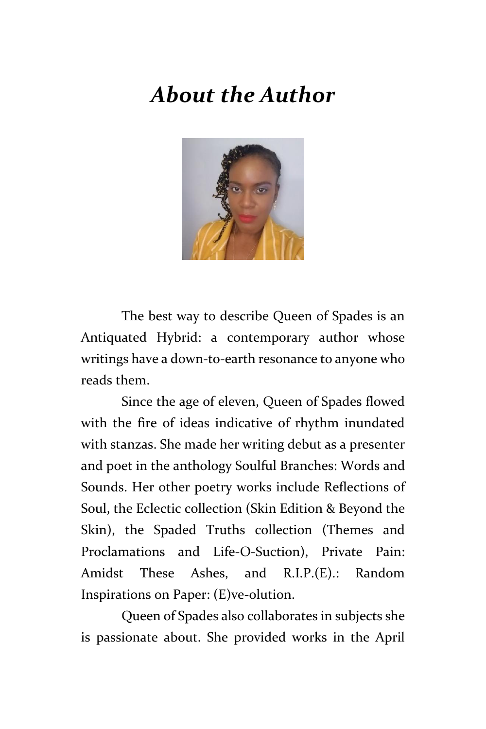# *About the Author*

The best way to describe Queen of Spades is an Antiquated Hybrid: a contemporary author whose writings have a down-to-earth resonance to anyone who reads them.

Since the age of eleven, Queen of Spades flowed with the fire of ideas indicative of rhythm inundated with stanzas. She made her writing debut as a presenter and poet in the anthology Soulful Branches: Words and Sounds. Her other poetry works include Reflections of Soul, the Eclectic collection (Skin Edition & Beyond the Skin), the Spaded Truths collection (Themes and Proclamations and Life-O-Suction), Private Pain: Amidst These Ashes, and R.I.P.(E).: Random Inspirations on Paper: (E)ve-olution.

Queen of Spades also collaborates in subjects she is passionate about. She provided works in the April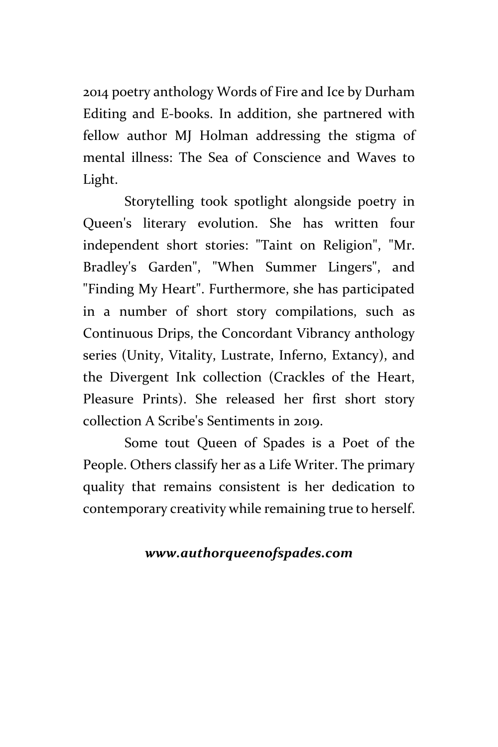2014 poetry anthology Words of Fire and Ice by Durham Editing and E-books. In addition, she partnered with fellow author MJ Holman addressing the stigma of mental illness: The Sea of Conscience and Waves to Light.

Storytelling took spotlight alongside poetry in Queen's literary evolution. She has written four independent short stories: "Taint on Religion", "Mr. Bradley's Garden", "When Summer Lingers", and "Finding My Heart". Furthermore, she has participated in a number of short story compilations, such as Continuous Drips, the Concordant Vibrancy anthology series (Unity, Vitality, Lustrate, Inferno, Extancy), and the Divergent Ink collection (Crackles of the Heart, Pleasure Prints). She released her first short story collection A Scribe's Sentiments in 2019.

Some tout Queen of Spades is a Poet of the People. Others classify her as a Life Writer. The primary quality that remains consistent is her dedication to contemporary creativity while remaining true to herself.

***www.authorqueenofspades.com***